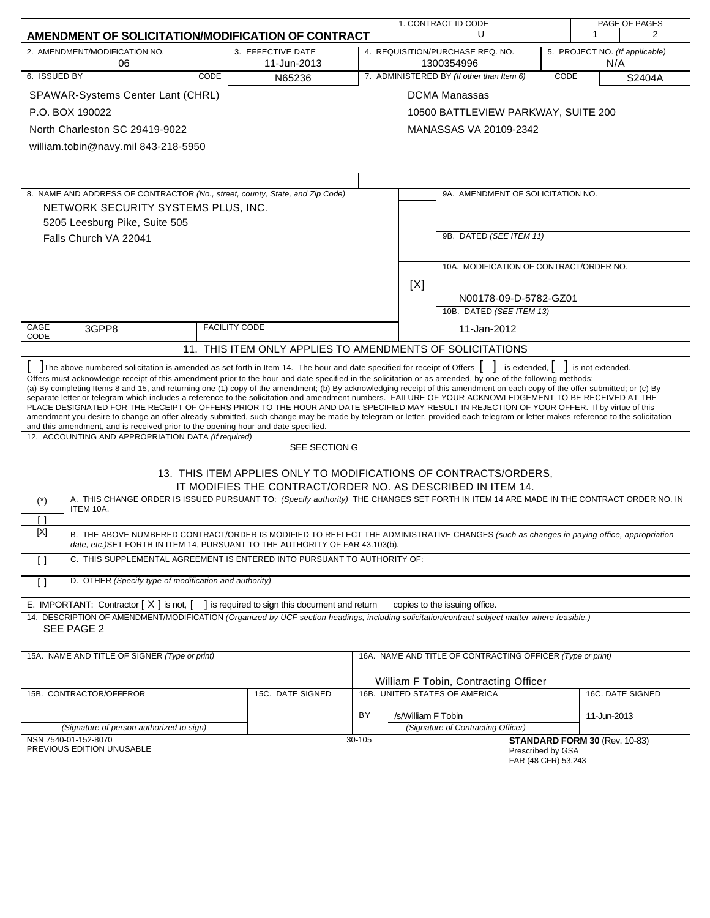# AMENDMENT OF SOLICITATION/MODIFICATION OF CONTRACT

| 1. CONTRACT ID CODE | PAGE OF PAGES |
|---|---|
| U | 1 &nbsp; 2 |

| 2. AMENDMENT/MODIFICATION NO. | 3. EFFECTIVE DATE | 4. REQUISITION/PURCHASE REQ. NO. | 5. PROJECT NO. (If applicable) |
|---|---|---|---|
| 06 | 11-Jun-2013 | 1300354996 | N/A |

| 6. ISSUED BY | CODE N65236 | 7. ADMINISTERED BY (If other than Item 6) | CODE S2404A |
|---|---|---|---|
| SPAWAR-Systems Center Lant (CHRL)<br>P.O. BOX 190022<br>North Charleston SC 29419-9022<br>william.tobin@navy.mil 843-218-5950 | | DCMA Manassas<br>10500 BATTLEVIEW PARKWAY, SUITE 200<br>MANASSAS VA 20109-2342 | |

**8. NAME AND ADDRESS OF CONTRACTOR** *(No., street, county, State, and Zip Code)*

NETWORK SECURITY SYSTEMS PLUS, INC.
5205 Leesburg Pike, Suite 505
Falls Church VA 22041

CAGE CODE: 3GPP8 &nbsp;&nbsp; FACILITY CODE:

9A. AMENDMENT OF SOLICITATION NO.

9B. DATED *(SEE ITEM 11)*

[X] 10A. MODIFICATION OF CONTRACT/ORDER NO.
N00178-09-D-5782-GZ01

10B. DATED *(SEE ITEM 13)*
11-Jan-2012

## 11. THIS ITEM ONLY APPLIES TO AMENDMENTS OF SOLICITATIONS

[ ] The above numbered solicitation is amended as set forth in Item 14. The hour and date specified for receipt of Offers [ ] is extended, [ ] is not extended.

Offers must acknowledge receipt of this amendment prior to the hour and date specified in the solicitation or as amended, by one of the following methods: (a) By completing Items 8 and 15, and returning one (1) copy of the amendment; (b) By acknowledging receipt of this amendment on each copy of the offer submitted; or (c) By separate letter or telegram which includes a reference to the solicitation and amendment numbers. FAILURE OF YOUR ACKNOWLEDGEMENT TO BE RECEIVED AT THE PLACE DESIGNATED FOR THE RECEIPT OF OFFERS PRIOR TO THE HOUR AND DATE SPECIFIED MAY RESULT IN REJECTION OF YOUR OFFER. If by virtue of this amendment you desire to change an offer already submitted, such change may be made by telegram or letter, provided each telegram or letter makes reference to the solicitation and this amendment, and is received prior to the opening hour and date specified.

**12. ACCOUNTING AND APPROPRIATION DATA** *(If required)*

SEE SECTION G

## 13. THIS ITEM APPLIES ONLY TO MODIFICATIONS OF CONTRACTS/ORDERS, IT MODIFIES THE CONTRACT/ORDER NO. AS DESCRIBED IN ITEM 14.

| | |
|---|---|
| (*) [ ] | A. THIS CHANGE ORDER IS ISSUED PURSUANT TO: *(Specify authority)* THE CHANGES SET FORTH IN ITEM 14 ARE MADE IN THE CONTRACT ORDER NO. IN ITEM 10A. |
| [X] | B. THE ABOVE NUMBERED CONTRACT/ORDER IS MODIFIED TO REFLECT THE ADMINISTRATIVE CHANGES *(such as changes in paying office, appropriation date, etc.)* SET FORTH IN ITEM 14, PURSUANT TO THE AUTHORITY OF FAR 43.103(b). |
| [ ] | C. THIS SUPPLEMENTAL AGREEMENT IS ENTERED INTO PURSUANT TO AUTHORITY OF: |
| [ ] | D. OTHER *(Specify type of modification and authority)* |

E. IMPORTANT: Contractor [ X ] is not, [ ] is required to sign this document and return __ copies to the issuing office.

**14. DESCRIPTION OF AMENDMENT/MODIFICATION** *(Organized by UCF section headings, including solicitation/contract subject matter where feasible.)*

SEE PAGE 2

| 15A. NAME AND TITLE OF SIGNER (Type or print) | | 16A. NAME AND TITLE OF CONTRACTING OFFICER (Type or print) | |
|---|---|---|---|
| | | William F Tobin, Contracting Officer | |
| 15B. CONTRACTOR/OFFEROR | 15C. DATE SIGNED | 16B. UNITED STATES OF AMERICA | 16C. DATE SIGNED |
| | | BY /s/William F Tobin | 11-Jun-2013 |
| (Signature of person authorized to sign) | | (Signature of Contracting Officer) | |

NSN 7540-01-152-8070
PREVIOUS EDITION UNUSABLE

30-105

**STANDARD FORM 30** (Rev. 10-83)
Prescribed by GSA
FAR (48 CFR) 53.243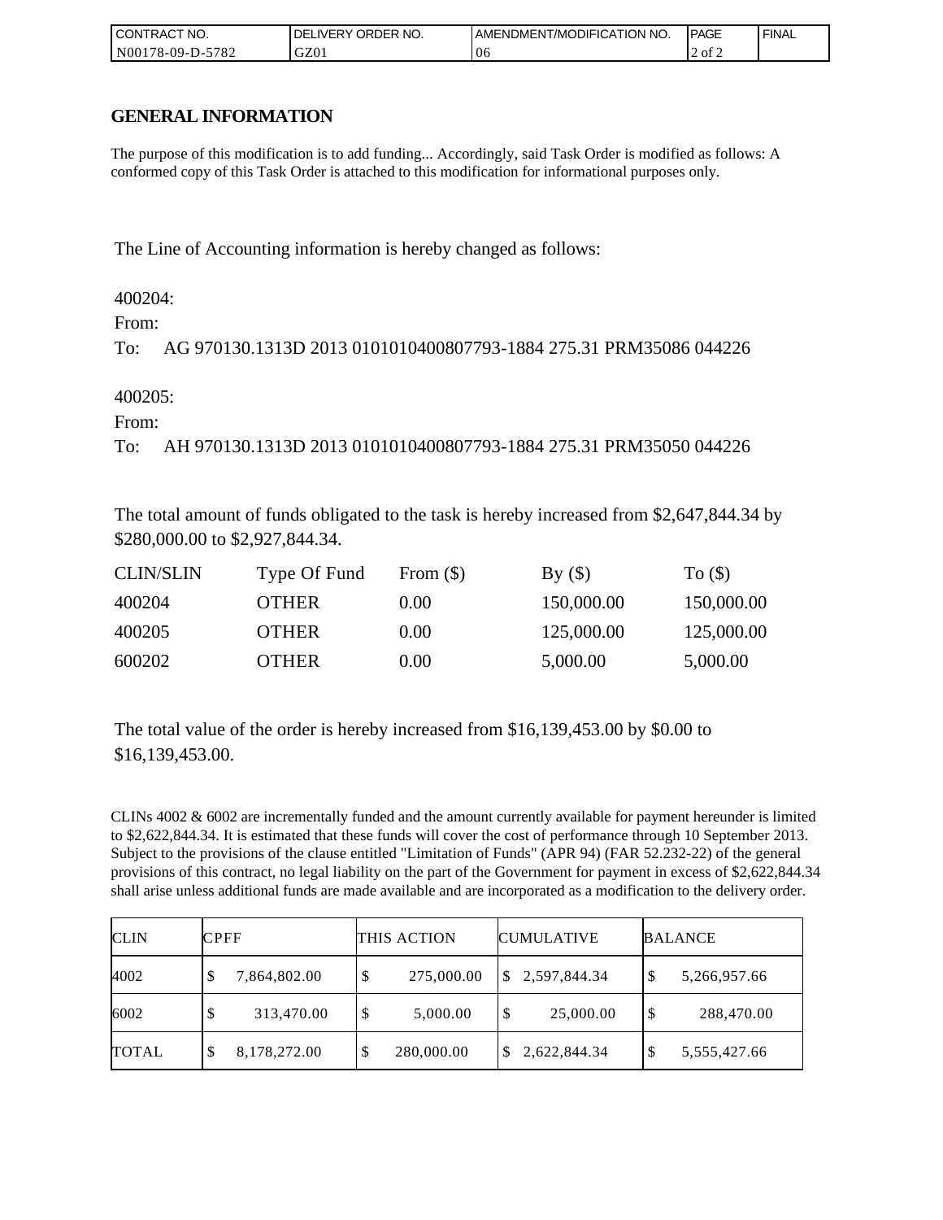## GENERAL INFORMATION

The purpose of this modification is to add funding... Accordingly, said Task Order is modified as follows: A conformed copy of this Task Order is attached to this modification for informational purposes only.

The Line of Accounting information is hereby changed as follows:

400204:

From:

To: AG 970130.1313D 2013 0101010400807793-1884 275.31 PRM35086 044226

400205:

From:

To: AH 970130.1313D 2013 0101010400807793-1884 275.31 PRM35050 044226

The total amount of funds obligated to the task is hereby increased from $2,647,844.34 by $280,000.00 to $2,927,844.34.

| CLIN/SLIN | Type Of Fund | From ($) | By ($) | To ($) |
|---|---|---|---|---|
| 400204 | OTHER | 0.00 | 150,000.00 | 150,000.00 |
| 400205 | OTHER | 0.00 | 125,000.00 | 125,000.00 |
| 600202 | OTHER | 0.00 | 5,000.00 | 5,000.00 |

The total value of the order is hereby increased from $16,139,453.00 by $0.00 to $16,139,453.00.

CLINs 4002 & 6002 are incrementally funded and the amount currently available for payment hereunder is limited to $2,622,844.34. It is estimated that these funds will cover the cost of performance through 10 September 2013. Subject to the provisions of the clause entitled "Limitation of Funds" (APR 94) (FAR 52.232-22) of the general provisions of this contract, no legal liability on the part of the Government for payment in excess of $2,622,844.34 shall arise unless additional funds are made available and are incorporated as a modification to the delivery order.

| CLIN | CPFF | THIS ACTION | CUMULATIVE | BALANCE |
|---|---|---|---|---|
| 4002 | $ 7,864,802.00 | $ 275,000.00 | $ 2,597,844.34 | $ 5,266,957.66 |
| 6002 | $ 313,470.00 | $ 5,000.00 | $ 25,000.00 | $ 288,470.00 |
| TOTAL | $ 8,178,272.00 | $ 280,000.00 | $ 2,622,844.34 | $ 5,555,427.66 |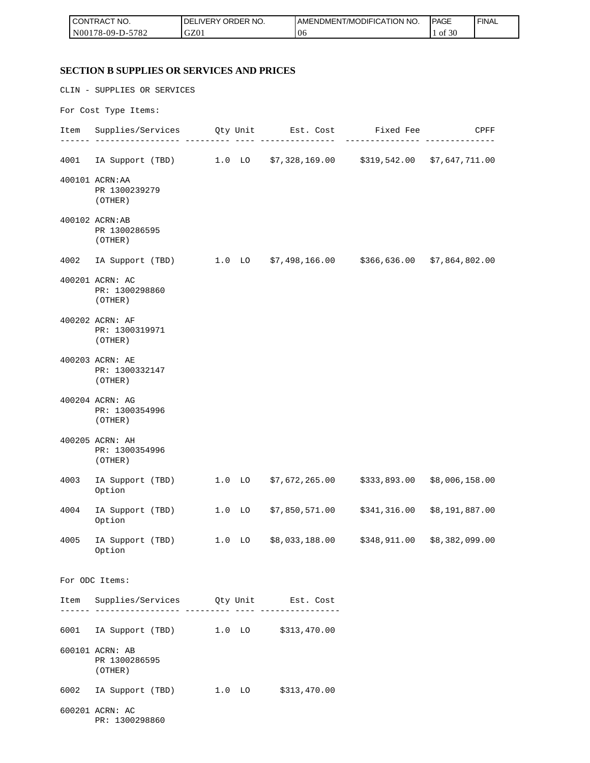## SECTION B SUPPLIES OR SERVICES AND PRICES

CLIN - SUPPLIES OR SERVICES

For Cost Type Items:

| Item | Supplies/Services | Qty | Unit | Est. Cost | Fixed Fee | CPFF |
|---|---|---|---|---|---|---|
| 4001 | IA Support (TBD) | 1.0 | LO | $7,328,169.00 | $319,542.00 | $7,647,711.00 |
| 400101 | ACRN:AA<br>PR 1300239279<br>(OTHER) | | | | | |
| 400102 | ACRN:AB<br>PR 1300286595<br>(OTHER) | | | | | |
| 4002 | IA Support (TBD) | 1.0 | LO | $7,498,166.00 | $366,636.00 | $7,864,802.00 |
| 400201 | ACRN: AC<br>PR: 1300298860<br>(OTHER) | | | | | |
| 400202 | ACRN: AF<br>PR: 1300319971<br>(OTHER) | | | | | |
| 400203 | ACRN: AE<br>PR: 1300332147<br>(OTHER) | | | | | |
| 400204 | ACRN: AG<br>PR: 1300354996<br>(OTHER) | | | | | |
| 400205 | ACRN: AH<br>PR: 1300354996<br>(OTHER) | | | | | |
| 4003 | IA Support (TBD)<br>Option | 1.0 | LO | $7,672,265.00 | $333,893.00 | $8,006,158.00 |
| 4004 | IA Support (TBD)<br>Option | 1.0 | LO | $7,850,571.00 | $341,316.00 | $8,191,887.00 |
| 4005 | IA Support (TBD)<br>Option | 1.0 | LO | $8,033,188.00 | $348,911.00 | $8,382,099.00 |

For ODC Items:

| Item | Supplies/Services | Qty | Unit | Est. Cost |
|---|---|---|---|---|
| 6001 | IA Support (TBD) | 1.0 | LO | $313,470.00 |
| 600101 | ACRN: AB<br>PR 1300286595<br>(OTHER) | | | |
| 6002 | IA Support (TBD) | 1.0 | LO | $313,470.00 |
| 600201 | ACRN: AC<br>PR: 1300298860 | | | |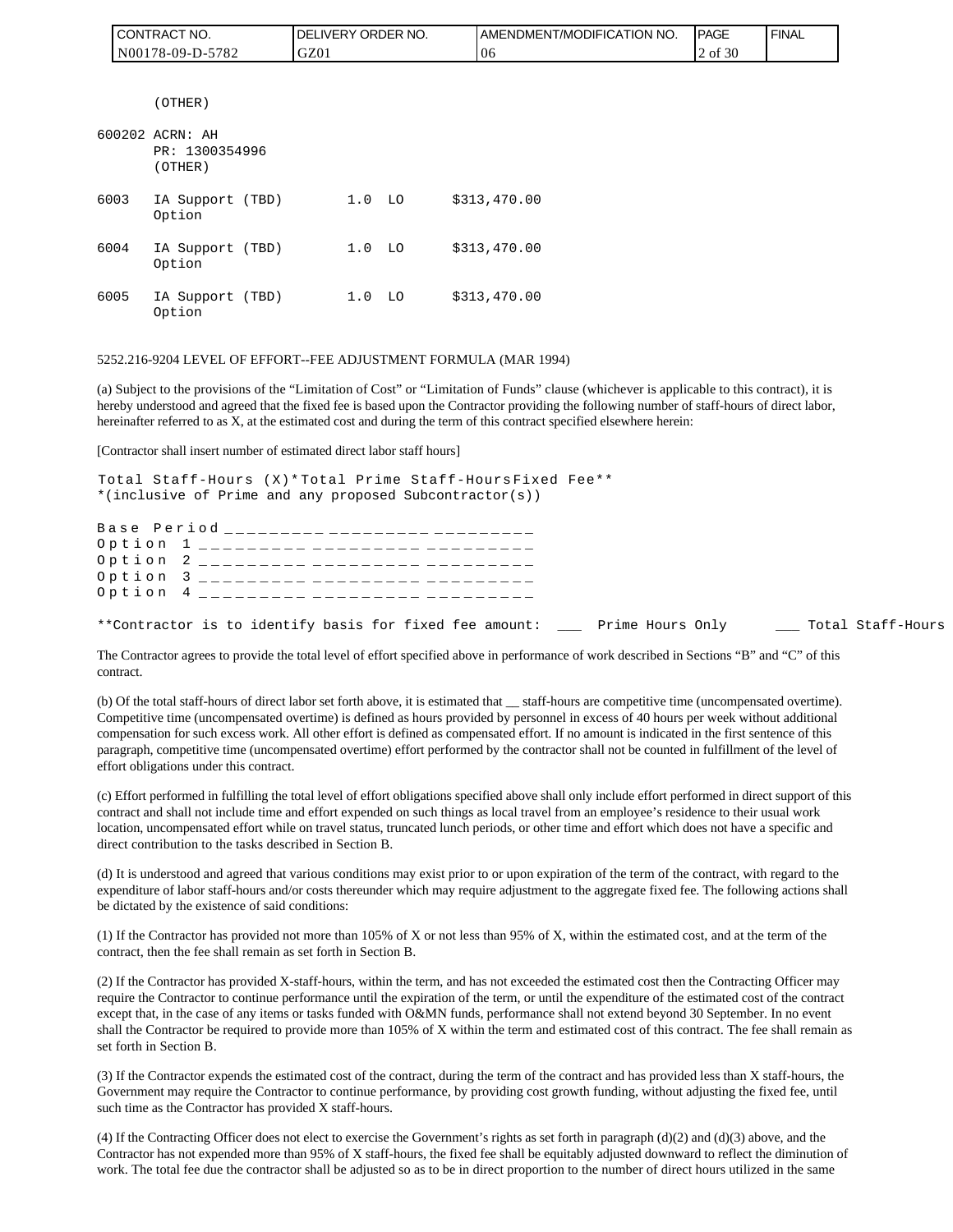(OTHER)

600202 ACRN: AH
PR: 1300354996
(OTHER)

| | | | | |
|---|---|---|---|---|
| 6003 | IA Support (TBD) Option | 1.0 | LO | $313,470.00 |
| 6004 | IA Support (TBD) Option | 1.0 | LO | $313,470.00 |
| 6005 | IA Support (TBD) Option | 1.0 | LO | $313,470.00 |

5252.216-9204 LEVEL OF EFFORT--FEE ADJUSTMENT FORMULA (MAR 1994)

(a) Subject to the provisions of the "Limitation of Cost" or "Limitation of Funds" clause (whichever is applicable to this contract), it is hereby understood and agreed that the fixed fee is based upon the Contractor providing the following number of staff-hours of direct labor, hereinafter referred to as X, at the estimated cost and during the term of this contract specified elsewhere herein:

[Contractor shall insert number of estimated direct labor staff hours]

```
Total Staff-Hours (X)*Total Prime Staff-HoursFixed Fee**
*(inclusive of Prime and any proposed Subcontractor(s))

Base Period _________ _________ _________
Option 1 _________ _________ _________
Option 2 _________ _________ _________
Option 3 _________ _________ _________
Option 4 _________ _________ _________

**Contractor is to identify basis for fixed fee amount: ___ Prime Hours Only ___ Total Staff-Hours
```

The Contractor agrees to provide the total level of effort specified above in performance of work described in Sections "B" and "C" of this contract.

(b) Of the total staff-hours of direct labor set forth above, it is estimated that __ staff-hours are competitive time (uncompensated overtime). Competitive time (uncompensated overtime) is defined as hours provided by personnel in excess of 40 hours per week without additional compensation for such excess work. All other effort is defined as compensated effort. If no amount is indicated in the first sentence of this paragraph, competitive time (uncompensated overtime) effort performed by the contractor shall not be counted in fulfillment of the level of effort obligations under this contract.

(c) Effort performed in fulfilling the total level of effort obligations specified above shall only include effort performed in direct support of this contract and shall not include time and effort expended on such things as local travel from an employee's residence to their usual work location, uncompensated effort while on travel status, truncated lunch periods, or other time and effort which does not have a specific and direct contribution to the tasks described in Section B.

(d) It is understood and agreed that various conditions may exist prior to or upon expiration of the term of the contract, with regard to the expenditure of labor staff-hours and/or costs thereunder which may require adjustment to the aggregate fixed fee. The following actions shall be dictated by the existence of said conditions:

(1) If the Contractor has provided not more than 105% of X or not less than 95% of X, within the estimated cost, and at the term of the contract, then the fee shall remain as set forth in Section B.

(2) If the Contractor has provided X-staff-hours, within the term, and has not exceeded the estimated cost then the Contracting Officer may require the Contractor to continue performance until the expiration of the term, or until the expenditure of the estimated cost of the contract except that, in the case of any items or tasks funded with O&MN funds, performance shall not extend beyond 30 September. In no event shall the Contractor be required to provide more than 105% of X within the term and estimated cost of this contract. The fee shall remain as set forth in Section B.

(3) If the Contractor expends the estimated cost of the contract, during the term of the contract and has provided less than X staff-hours, the Government may require the Contractor to continue performance, by providing cost growth funding, without adjusting the fixed fee, until such time as the Contractor has provided X staff-hours.

(4) If the Contracting Officer does not elect to exercise the Government's rights as set forth in paragraph (d)(2) and (d)(3) above, and the Contractor has not expended more than 95% of X staff-hours, the fixed fee shall be equitably adjusted downward to reflect the diminution of work. The total fee due the contractor shall be adjusted so as to be in direct proportion to the number of direct hours utilized in the same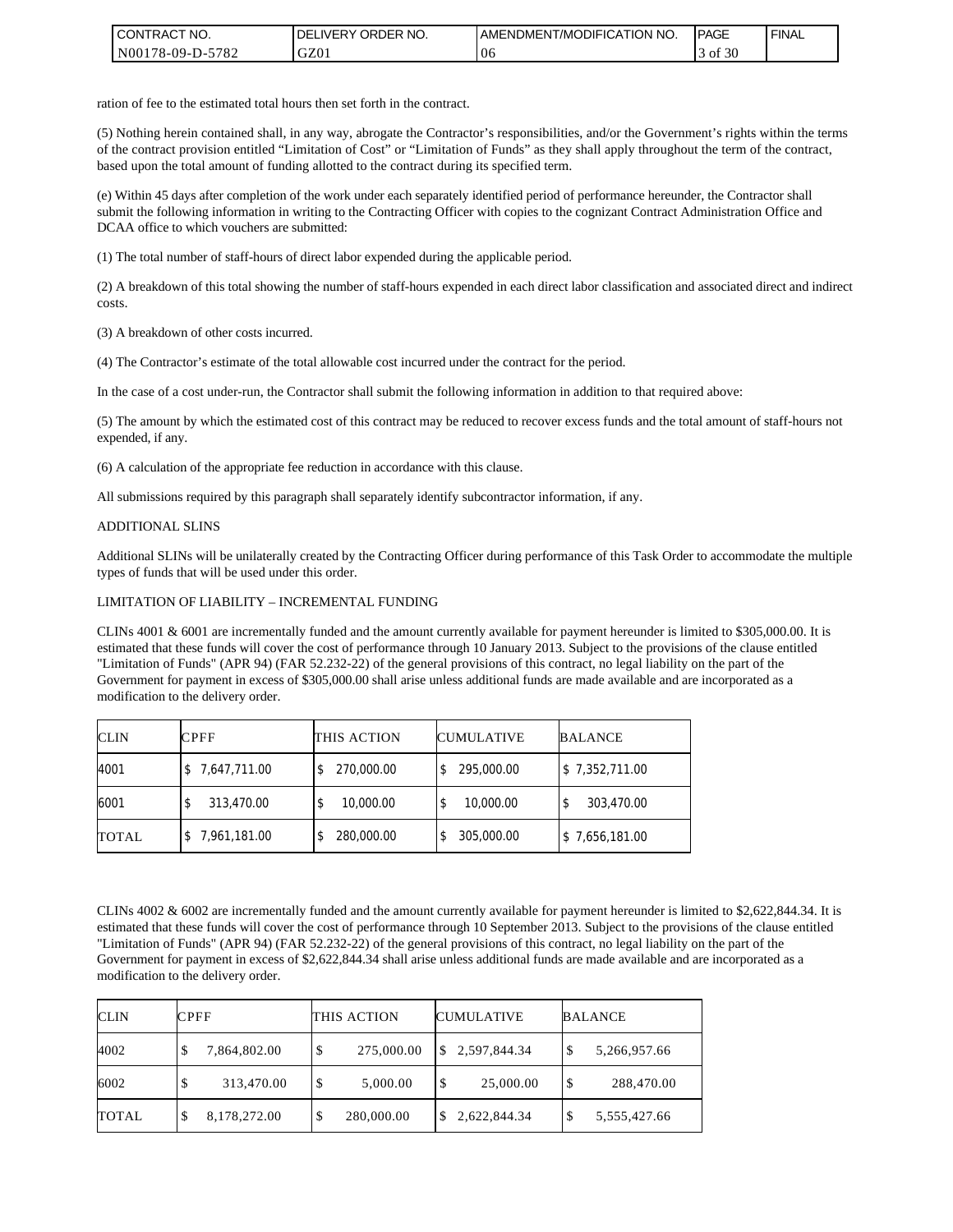ration of fee to the estimated total hours then set forth in the contract.

(5) Nothing herein contained shall, in any way, abrogate the Contractor's responsibilities, and/or the Government's rights within the terms of the contract provision entitled "Limitation of Cost" or "Limitation of Funds" as they shall apply throughout the term of the contract, based upon the total amount of funding allotted to the contract during its specified term.

(e) Within 45 days after completion of the work under each separately identified period of performance hereunder, the Contractor shall submit the following information in writing to the Contracting Officer with copies to the cognizant Contract Administration Office and DCAA office to which vouchers are submitted:

(1) The total number of staff-hours of direct labor expended during the applicable period.

(2) A breakdown of this total showing the number of staff-hours expended in each direct labor classification and associated direct and indirect costs.

(3) A breakdown of other costs incurred.

(4) The Contractor's estimate of the total allowable cost incurred under the contract for the period.

In the case of a cost under-run, the Contractor shall submit the following information in addition to that required above:

(5) The amount by which the estimated cost of this contract may be reduced to recover excess funds and the total amount of staff-hours not expended, if any.

(6) A calculation of the appropriate fee reduction in accordance with this clause.

All submissions required by this paragraph shall separately identify subcontractor information, if any.

ADDITIONAL SLINS

Additional SLINs will be unilaterally created by the Contracting Officer during performance of this Task Order to accommodate the multiple types of funds that will be used under this order.

LIMITATION OF LIABILITY – INCREMENTAL FUNDING

CLINs 4001 & 6001 are incrementally funded and the amount currently available for payment hereunder is limited to $305,000.00. It is estimated that these funds will cover the cost of performance through 10 January 2013. Subject to the provisions of the clause entitled "Limitation of Funds" (APR 94) (FAR 52.232-22) of the general provisions of this contract, no legal liability on the part of the Government for payment in excess of $305,000.00 shall arise unless additional funds are made available and are incorporated as a modification to the delivery order.

| CLIN | CPFF | THIS ACTION | CUMULATIVE | BALANCE |
|---|---|---|---|---|
| 4001 | $ 7,647,711.00 | $ 270,000.00 | $ 295,000.00 | $ 7,352,711.00 |
| 6001 | $ 313,470.00 | $ 10,000.00 | $ 10,000.00 | $ 303,470.00 |
| TOTAL | $ 7,961,181.00 | $ 280,000.00 | $ 305,000.00 | $ 7,656,181.00 |

CLINs 4002 & 6002 are incrementally funded and the amount currently available for payment hereunder is limited to $2,622,844.34. It is estimated that these funds will cover the cost of performance through 10 September 2013. Subject to the provisions of the clause entitled "Limitation of Funds" (APR 94) (FAR 52.232-22) of the general provisions of this contract, no legal liability on the part of the Government for payment in excess of $2,622,844.34 shall arise unless additional funds are made available and are incorporated as a modification to the delivery order.

| CLIN | CPFF | THIS ACTION | CUMULATIVE | BALANCE |
|---|---|---|---|---|
| 4002 | $ 7,864,802.00 | $ 275,000.00 | $ 2,597,844.34 | $ 5,266,957.66 |
| 6002 | $ 313,470.00 | $ 5,000.00 | $ 25,000.00 | $ 288,470.00 |
| TOTAL | $ 8,178,272.00 | $ 280,000.00 | $ 2,622,844.34 | $ 5,555,427.66 |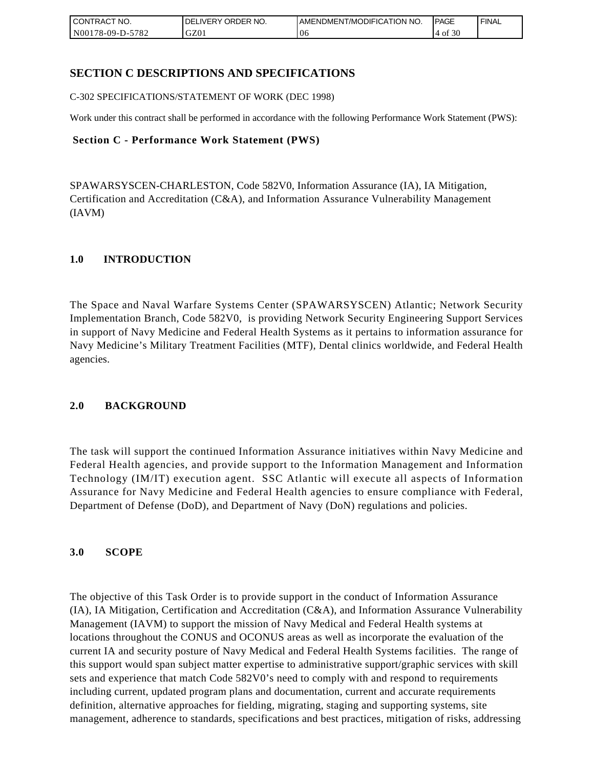## SECTION C DESCRIPTIONS AND SPECIFICATIONS

C-302 SPECIFICATIONS/STATEMENT OF WORK (DEC 1998)

Work under this contract shall be performed in accordance with the following Performance Work Statement (PWS):

### Section C - Performance Work Statement (PWS)

SPAWARSYSCEN-CHARLESTON, Code 582V0, Information Assurance (IA), IA Mitigation, Certification and Accreditation (C&A), and Information Assurance Vulnerability Management (IAVM)

### 1.0 INTRODUCTION

The Space and Naval Warfare Systems Center (SPAWARSYSCEN) Atlantic; Network Security Implementation Branch, Code 582V0, is providing Network Security Engineering Support Services in support of Navy Medicine and Federal Health Systems as it pertains to information assurance for Navy Medicine's Military Treatment Facilities (MTF), Dental clinics worldwide, and Federal Health agencies.

### 2.0 BACKGROUND

The task will support the continued Information Assurance initiatives within Navy Medicine and Federal Health agencies, and provide support to the Information Management and Information Technology (IM/IT) execution agent. SSC Atlantic will execute all aspects of Information Assurance for Navy Medicine and Federal Health agencies to ensure compliance with Federal, Department of Defense (DoD), and Department of Navy (DoN) regulations and policies.

### 3.0 SCOPE

The objective of this Task Order is to provide support in the conduct of Information Assurance (IA), IA Mitigation, Certification and Accreditation (C&A), and Information Assurance Vulnerability Management (IAVM) to support the mission of Navy Medical and Federal Health systems at locations throughout the CONUS and OCONUS areas as well as incorporate the evaluation of the current IA and security posture of Navy Medical and Federal Health Systems facilities. The range of this support would span subject matter expertise to administrative support/graphic services with skill sets and experience that match Code 582V0's need to comply with and respond to requirements including current, updated program plans and documentation, current and accurate requirements definition, alternative approaches for fielding, migrating, staging and supporting systems, site management, adherence to standards, specifications and best practices, mitigation of risks, addressing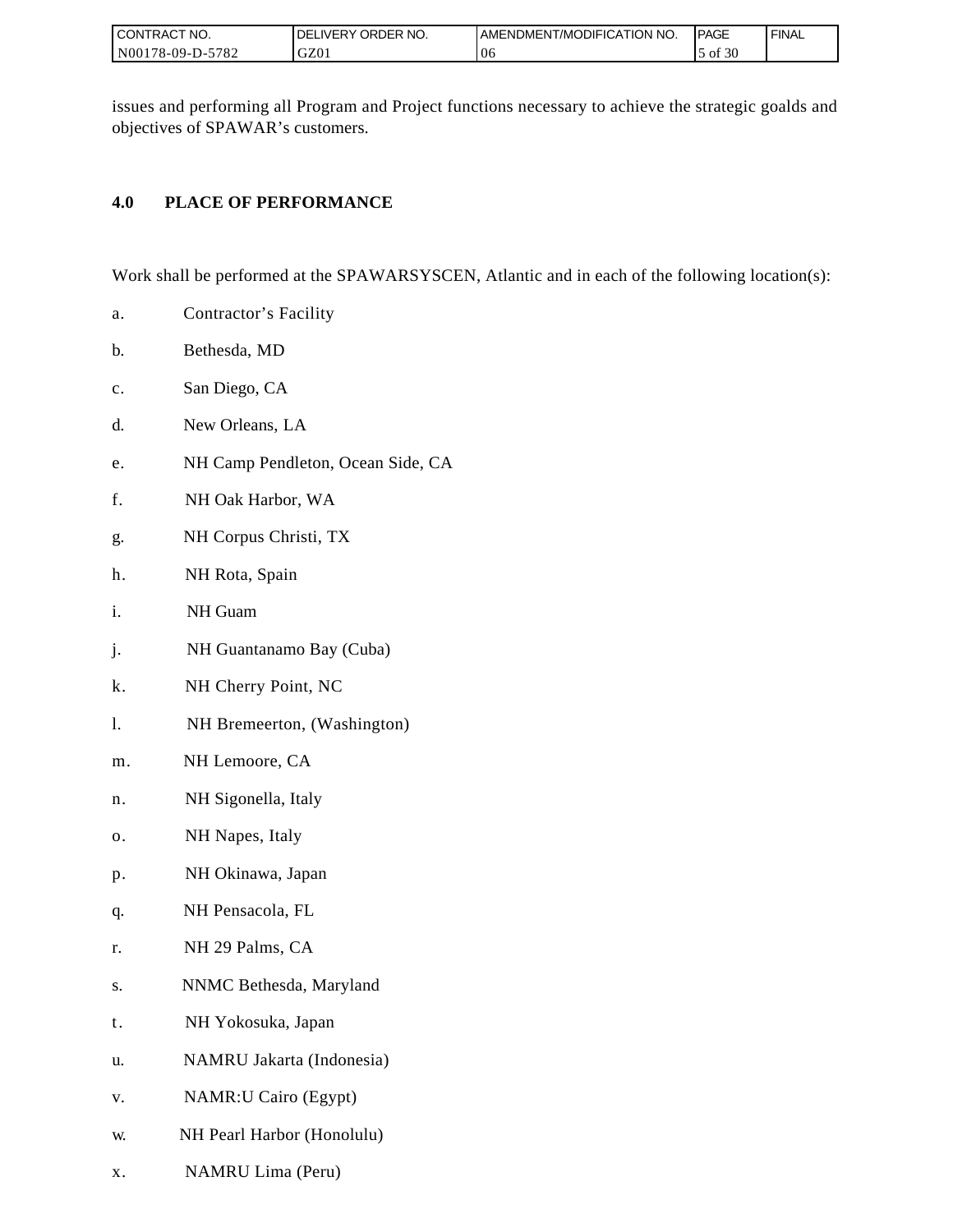issues and performing all Program and Project functions necessary to achieve the strategic goalds and objectives of SPAWAR’s customers.

## 4.0 PLACE OF PERFORMANCE

Work shall be performed at the SPAWARSYSCEN, Atlantic and in each of the following location(s):

a. Contractor’s Facility

b. Bethesda, MD

c. San Diego, CA

d. New Orleans, LA

e. NH Camp Pendleton, Ocean Side, CA

f. NH Oak Harbor, WA

g. NH Corpus Christi, TX

h. NH Rota, Spain

i. NH Guam

j. NH Guantanamo Bay (Cuba)

k. NH Cherry Point, NC

l. NH Bremeerton, (Washington)

m. NH Lemoore, CA

n. NH Sigonella, Italy

o. NH Napes, Italy

p. NH Okinawa, Japan

q. NH Pensacola, FL

r. NH 29 Palms, CA

s. NNMC Bethesda, Maryland

t. NH Yokosuka, Japan

u. NAMRU Jakarta (Indonesia)

v. NAMR:U Cairo (Egypt)

w. NH Pearl Harbor (Honolulu)

x. NAMRU Lima (Peru)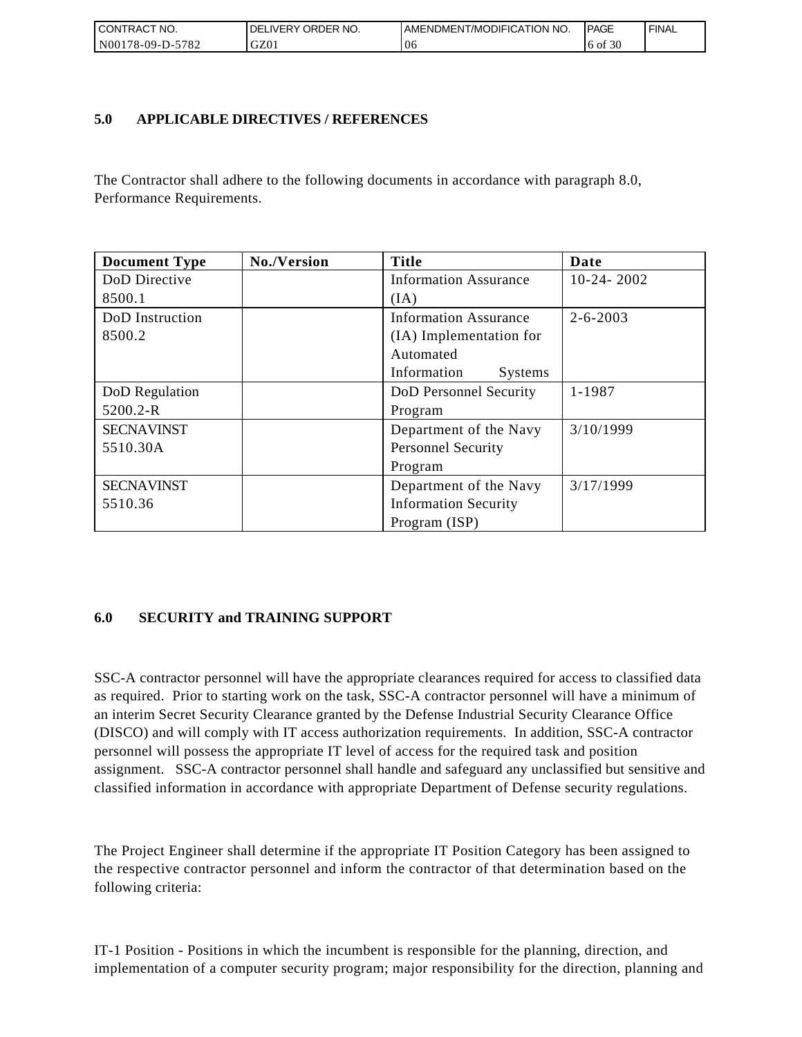## 5.0 APPLICABLE DIRECTIVES / REFERENCES

The Contractor shall adhere to the following documents in accordance with paragraph 8.0, Performance Requirements.

| Document Type | No./Version | Title | Date |
|---|---|---|---|
| DoD Directive 8500.1 | | Information Assurance (IA) | 10-24- 2002 |
| DoD Instruction 8500.2 | | Information Assurance (IA) Implementation for Automated Information Systems | 2-6-2003 |
| DoD Regulation 5200.2-R | | DoD Personnel Security Program | 1-1987 |
| SECNAVINST 5510.30A | | Department of the Navy Personnel Security Program | 3/10/1999 |
| SECNAVINST 5510.36 | | Department of the Navy Information Security Program (ISP) | 3/17/1999 |

## 6.0 SECURITY and TRAINING SUPPORT

SSC-A contractor personnel will have the appropriate clearances required for access to classified data as required. Prior to starting work on the task, SSC-A contractor personnel will have a minimum of an interim Secret Security Clearance granted by the Defense Industrial Security Clearance Office (DISCO) and will comply with IT access authorization requirements. In addition, SSC-A contractor personnel will possess the appropriate IT level of access for the required task and position assignment. SSC-A contractor personnel shall handle and safeguard any unclassified but sensitive and classified information in accordance with appropriate Department of Defense security regulations.

The Project Engineer shall determine if the appropriate IT Position Category has been assigned to the respective contractor personnel and inform the contractor of that determination based on the following criteria:

IT-1 Position - Positions in which the incumbent is responsible for the planning, direction, and implementation of a computer security program; major responsibility for the direction, planning and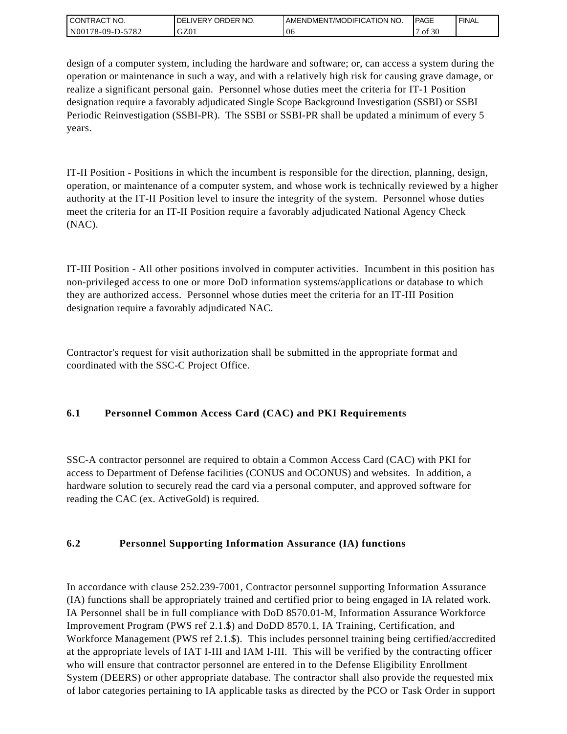design of a computer system, including the hardware and software; or, can access a system during the operation or maintenance in such a way, and with a relatively high risk for causing grave damage, or realize a significant personal gain. Personnel whose duties meet the criteria for IT-1 Position designation require a favorably adjudicated Single Scope Background Investigation (SSBI) or SSBI Periodic Reinvestigation (SSBI-PR). The SSBI or SSBI-PR shall be updated a minimum of every 5 years.

IT-II Position - Positions in which the incumbent is responsible for the direction, planning, design, operation, or maintenance of a computer system, and whose work is technically reviewed by a higher authority at the IT-II Position level to insure the integrity of the system. Personnel whose duties meet the criteria for an IT-II Position require a favorably adjudicated National Agency Check (NAC).

IT-III Position - All other positions involved in computer activities. Incumbent in this position has non-privileged access to one or more DoD information systems/applications or database to which they are authorized access. Personnel whose duties meet the criteria for an IT-III Position designation require a favorably adjudicated NAC.

Contractor's request for visit authorization shall be submitted in the appropriate format and coordinated with the SSC-C Project Office.

### 6.1 Personnel Common Access Card (CAC) and PKI Requirements

SSC-A contractor personnel are required to obtain a Common Access Card (CAC) with PKI for access to Department of Defense facilities (CONUS and OCONUS) and websites. In addition, a hardware solution to securely read the card via a personal computer, and approved software for reading the CAC (ex. ActiveGold) is required.

### 6.2 Personnel Supporting Information Assurance (IA) functions

In accordance with clause 252.239-7001, Contractor personnel supporting Information Assurance (IA) functions shall be appropriately trained and certified prior to being engaged in IA related work. IA Personnel shall be in full compliance with DoD 8570.01-M, Information Assurance Workforce Improvement Program (PWS ref 2.1.$) and DoDD 8570.1, IA Training, Certification, and Workforce Management (PWS ref 2.1.$). This includes personnel training being certified/accredited at the appropriate levels of IAT I-III and IAM I-III. This will be verified by the contracting officer who will ensure that contractor personnel are entered in to the Defense Eligibility Enrollment System (DEERS) or other appropriate database. The contractor shall also provide the requested mix of labor categories pertaining to IA applicable tasks as directed by the PCO or Task Order in support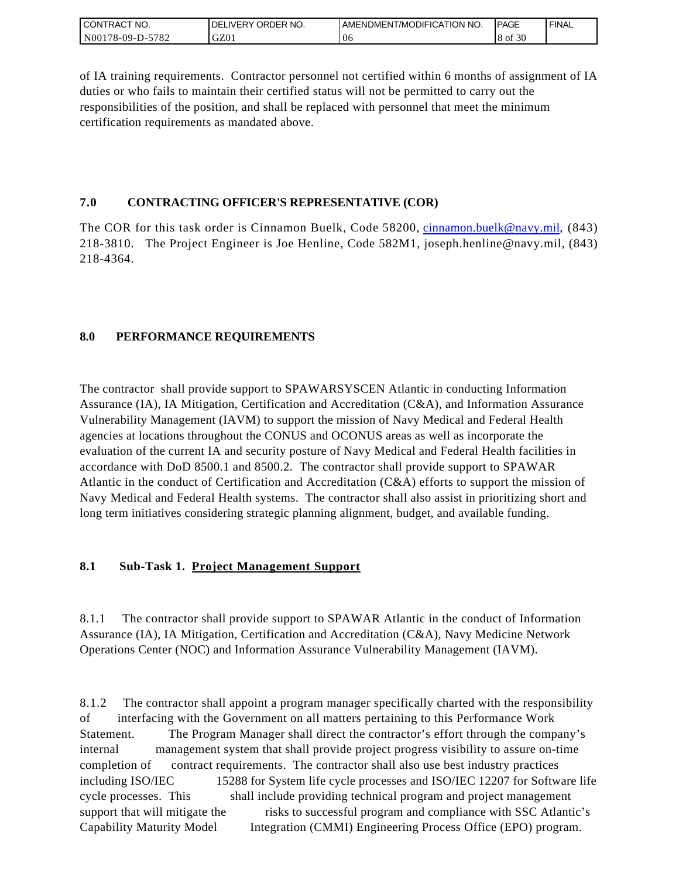of IA training requirements. Contractor personnel not certified within 6 months of assignment of IA duties or who fails to maintain their certified status will not be permitted to carry out the responsibilities of the position, and shall be replaced with personnel that meet the minimum certification requirements as mandated above.

## 7.0 CONTRACTING OFFICER'S REPRESENTATIVE (COR)

The COR for this task order is Cinnamon Buelk, Code 58200, cinnamon.buelk@navy.mil, (843) 218-3810. The Project Engineer is Joe Henline, Code 582M1, joseph.henline@navy.mil, (843) 218-4364.

## 8.0 PERFORMANCE REQUIREMENTS

The contractor shall provide support to SPAWARSYSCEN Atlantic in conducting Information Assurance (IA), IA Mitigation, Certification and Accreditation (C&A), and Information Assurance Vulnerability Management (IAVM) to support the mission of Navy Medical and Federal Health agencies at locations throughout the CONUS and OCONUS areas as well as incorporate the evaluation of the current IA and security posture of Navy Medical and Federal Health facilities in accordance with DoD 8500.1 and 8500.2. The contractor shall provide support to SPAWAR Atlantic in the conduct of Certification and Accreditation (C&A) efforts to support the mission of Navy Medical and Federal Health systems. The contractor shall also assist in prioritizing short and long term initiatives considering strategic planning alignment, budget, and available funding.

### 8.1 Sub-Task 1. Project Management Support

8.1.1 The contractor shall provide support to SPAWAR Atlantic in the conduct of Information Assurance (IA), IA Mitigation, Certification and Accreditation (C&A), Navy Medicine Network Operations Center (NOC) and Information Assurance Vulnerability Management (IAVM).

8.1.2 The contractor shall appoint a program manager specifically charted with the responsibility of interfacing with the Government on all matters pertaining to this Performance Work Statement. The Program Manager shall direct the contractor's effort through the company's internal management system that shall provide project progress visibility to assure on-time completion of contract requirements. The contractor shall also use best industry practices including ISO/IEC 15288 for System life cycle processes and ISO/IEC 12207 for Software life cycle processes. This shall include providing technical program and project management support that will mitigate the risks to successful program and compliance with SSC Atlantic's Capability Maturity Model Integration (CMMI) Engineering Process Office (EPO) program.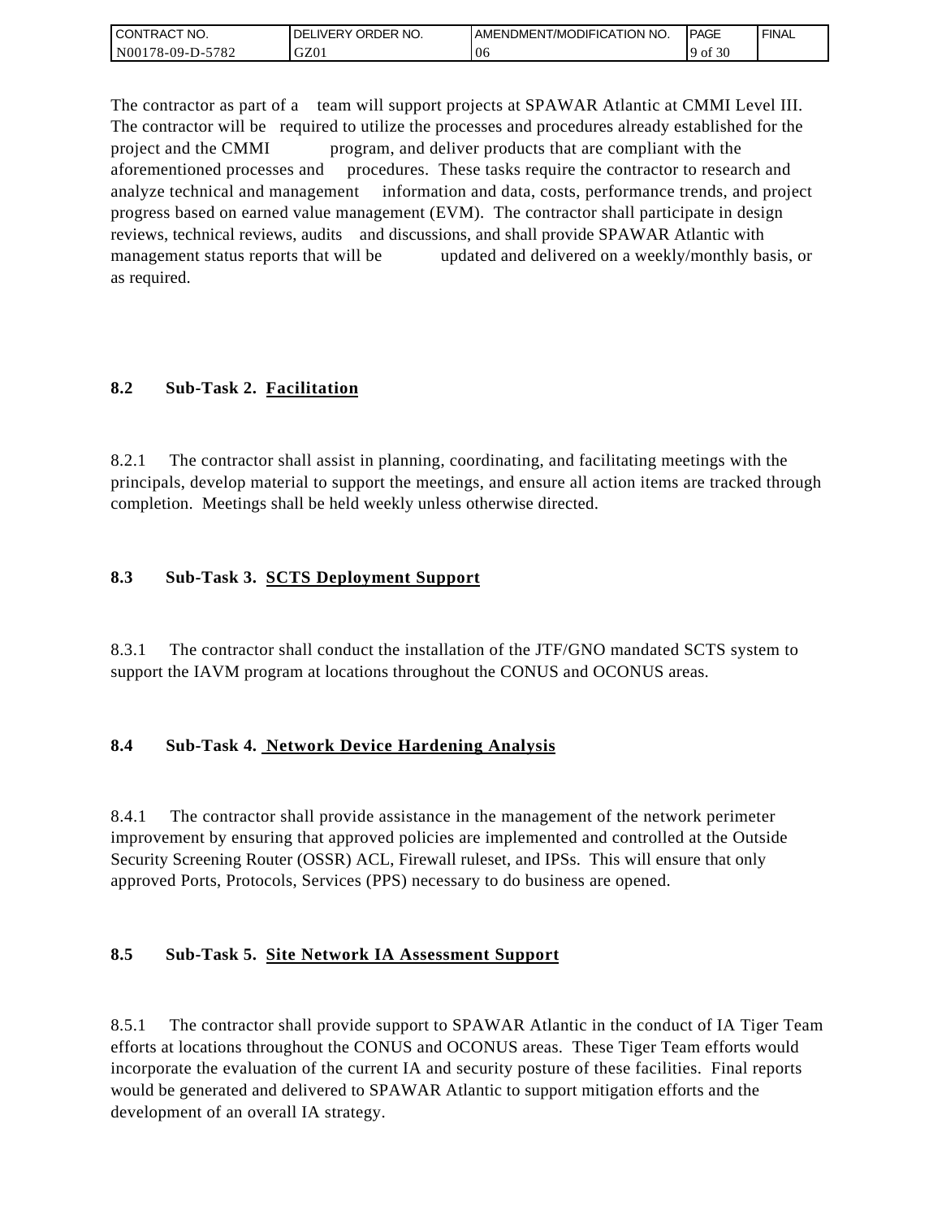The contractor as part of a team will support projects at SPAWAR Atlantic at CMMI Level III. The contractor will be required to utilize the processes and procedures already established for the project and the CMMI program, and deliver products that are compliant with the aforementioned processes and procedures. These tasks require the contractor to research and analyze technical and management information and data, costs, performance trends, and project progress based on earned value management (EVM). The contractor shall participate in design reviews, technical reviews, audits and discussions, and shall provide SPAWAR Atlantic with management status reports that will be updated and delivered on a weekly/monthly basis, or as required.

**8.2 Sub-Task 2. Facilitation**

8.2.1 The contractor shall assist in planning, coordinating, and facilitating meetings with the principals, develop material to support the meetings, and ensure all action items are tracked through completion. Meetings shall be held weekly unless otherwise directed.

**8.3 Sub-Task 3. SCTS Deployment Support**

8.3.1 The contractor shall conduct the installation of the JTF/GNO mandated SCTS system to support the IAVM program at locations throughout the CONUS and OCONUS areas.

**8.4 Sub-Task 4. Network Device Hardening Analysis**

8.4.1 The contractor shall provide assistance in the management of the network perimeter improvement by ensuring that approved policies are implemented and controlled at the Outside Security Screening Router (OSSR) ACL, Firewall ruleset, and IPSs. This will ensure that only approved Ports, Protocols, Services (PPS) necessary to do business are opened.

**8.5 Sub-Task 5. Site Network IA Assessment Support**

8.5.1 The contractor shall provide support to SPAWAR Atlantic in the conduct of IA Tiger Team efforts at locations throughout the CONUS and OCONUS areas. These Tiger Team efforts would incorporate the evaluation of the current IA and security posture of these facilities. Final reports would be generated and delivered to SPAWAR Atlantic to support mitigation efforts and the development of an overall IA strategy.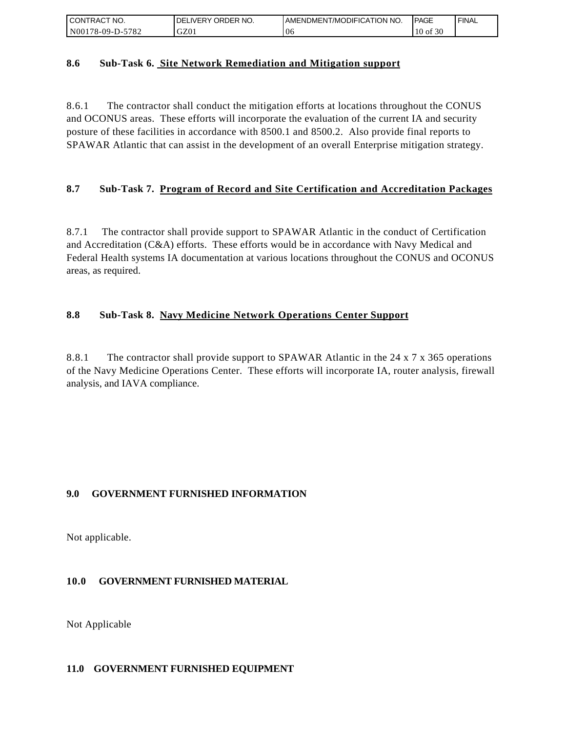## 8.6 Sub-Task 6. Site Network Remediation and Mitigation support

8.6.1 The contractor shall conduct the mitigation efforts at locations throughout the CONUS and OCONUS areas. These efforts will incorporate the evaluation of the current IA and security posture of these facilities in accordance with 8500.1 and 8500.2. Also provide final reports to SPAWAR Atlantic that can assist in the development of an overall Enterprise mitigation strategy.

## 8.7 Sub-Task 7. Program of Record and Site Certification and Accreditation Packages

8.7.1 The contractor shall provide support to SPAWAR Atlantic in the conduct of Certification and Accreditation (C&A) efforts. These efforts would be in accordance with Navy Medical and Federal Health systems IA documentation at various locations throughout the CONUS and OCONUS areas, as required.

## 8.8 Sub-Task 8. Navy Medicine Network Operations Center Support

8.8.1 The contractor shall provide support to SPAWAR Atlantic in the 24 x 7 x 365 operations of the Navy Medicine Operations Center. These efforts will incorporate IA, router analysis, firewall analysis, and IAVA compliance.

# 9.0 GOVERNMENT FURNISHED INFORMATION

Not applicable.

# 10.0 GOVERNMENT FURNISHED MATERIAL

Not Applicable

# 11.0 GOVERNMENT FURNISHED EQUIPMENT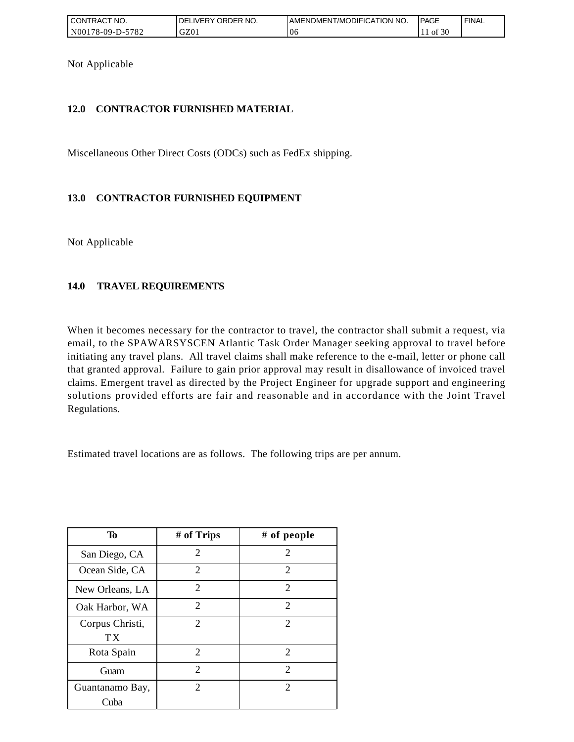Not Applicable

## 12.0 CONTRACTOR FURNISHED MATERIAL

Miscellaneous Other Direct Costs (ODCs) such as FedEx shipping.

## 13.0 CONTRACTOR FURNISHED EQUIPMENT

Not Applicable

## 14.0 TRAVEL REQUIREMENTS

When it becomes necessary for the contractor to travel, the contractor shall submit a request, via email, to the SPAWARSYSCEN Atlantic Task Order Manager seeking approval to travel before initiating any travel plans. All travel claims shall make reference to the e-mail, letter or phone call that granted approval. Failure to gain prior approval may result in disallowance of invoiced travel claims. Emergent travel as directed by the Project Engineer for upgrade support and engineering solutions provided efforts are fair and reasonable and in accordance with the Joint Travel Regulations.

Estimated travel locations are as follows. The following trips are per annum.

| To | # of Trips | # of people |
|---|---|---|
| San Diego, CA | 2 | 2 |
| Ocean Side, CA | 2 | 2 |
| New Orleans, LA | 2 | 2 |
| Oak Harbor, WA | 2 | 2 |
| Corpus Christi, TX | 2 | 2 |
| Rota Spain | 2 | 2 |
| Guam | 2 | 2 |
| Guantanamo Bay, Cuba | 2 | 2 |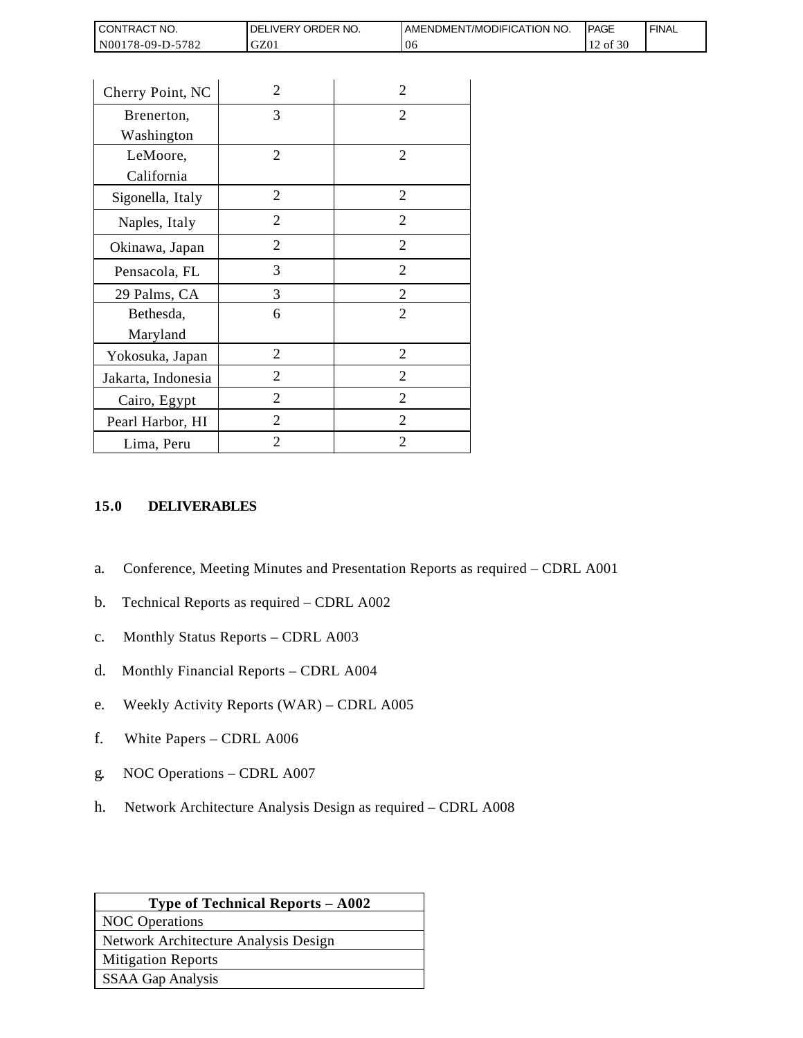| | | |
|---|---|---|
| Cherry Point, NC | 2 | 2 |
| Brenerton, Washington | 3 | 2 |
| LeMoore, California | 2 | 2 |
| Sigonella, Italy | 2 | 2 |
| Naples, Italy | 2 | 2 |
| Okinawa, Japan | 2 | 2 |
| Pensacola, FL | 3 | 2 |
| 29 Palms, CA | 3 | 2 |
| Bethesda, Maryland | 6 | 2 |
| Yokosuka, Japan | 2 | 2 |
| Jakarta, Indonesia | 2 | 2 |
| Cairo, Egypt | 2 | 2 |
| Pearl Harbor, HI | 2 | 2 |
| Lima, Peru | 2 | 2 |

## 15.0 DELIVERABLES

a. Conference, Meeting Minutes and Presentation Reports as required – CDRL A001

b. Technical Reports as required – CDRL A002

c. Monthly Status Reports – CDRL A003

d. Monthly Financial Reports – CDRL A004

e. Weekly Activity Reports (WAR) – CDRL A005

f. White Papers – CDRL A006

g. NOC Operations – CDRL A007

h. Network Architecture Analysis Design as required – CDRL A008

| Type of Technical Reports – A002 |
|---|
| NOC Operations |
| Network Architecture Analysis Design |
| Mitigation Reports |
| SSAA Gap Analysis |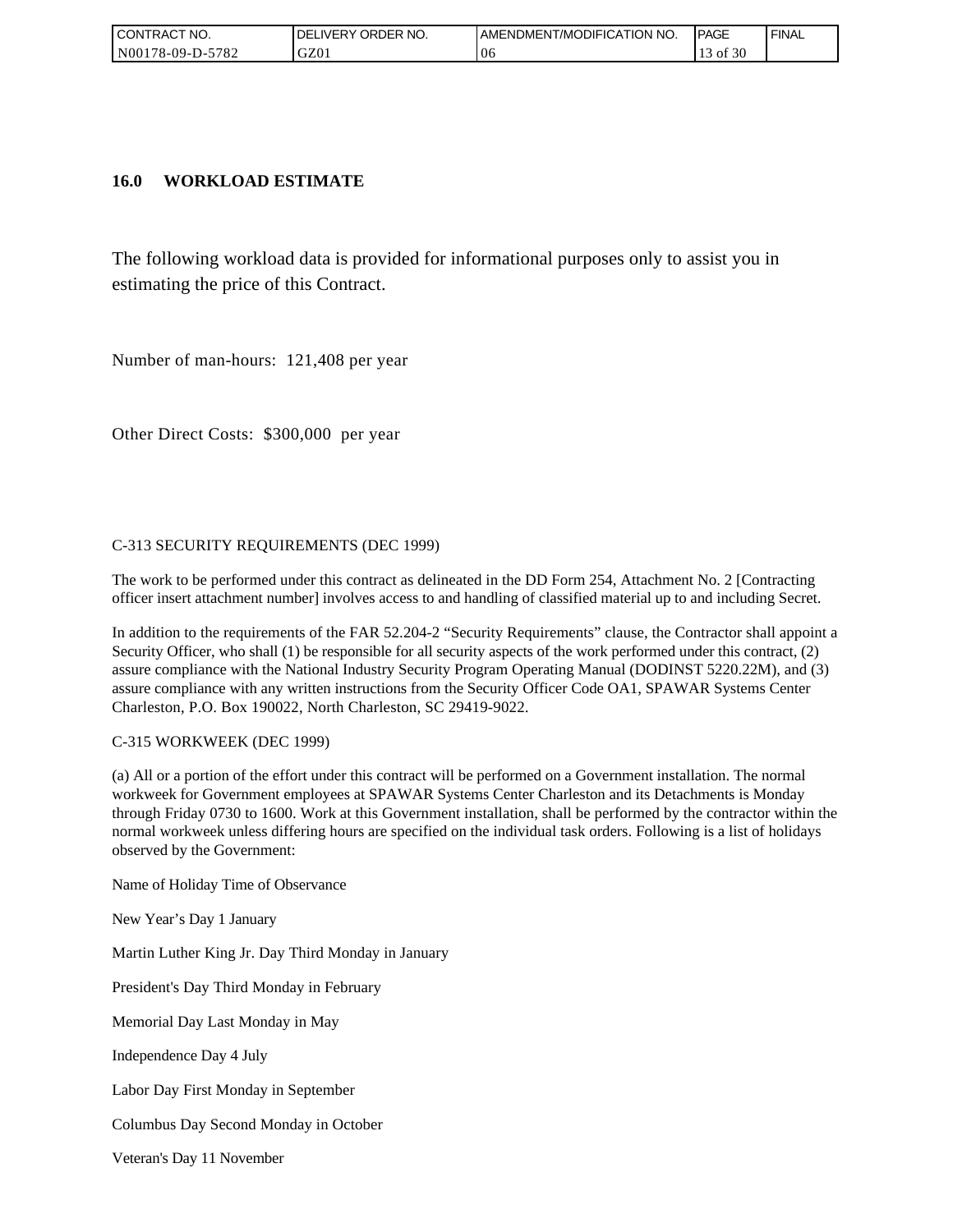## 16.0 WORKLOAD ESTIMATE

The following workload data is provided for informational purposes only to assist you in estimating the price of this Contract.

Number of man-hours: 121,408 per year

Other Direct Costs: $300,000 per year

C-313 SECURITY REQUIREMENTS (DEC 1999)

The work to be performed under this contract as delineated in the DD Form 254, Attachment No. 2 [Contracting officer insert attachment number] involves access to and handling of classified material up to and including Secret.

In addition to the requirements of the FAR 52.204-2 "Security Requirements" clause, the Contractor shall appoint a Security Officer, who shall (1) be responsible for all security aspects of the work performed under this contract, (2) assure compliance with the National Industry Security Program Operating Manual (DODINST 5220.22M), and (3) assure compliance with any written instructions from the Security Officer Code OA1, SPAWAR Systems Center Charleston, P.O. Box 190022, North Charleston, SC 29419-9022.

C-315 WORKWEEK (DEC 1999)

(a) All or a portion of the effort under this contract will be performed on a Government installation. The normal workweek for Government employees at SPAWAR Systems Center Charleston and its Detachments is Monday through Friday 0730 to 1600. Work at this Government installation, shall be performed by the contractor within the normal workweek unless differing hours are specified on the individual task orders. Following is a list of holidays observed by the Government:

Name of Holiday Time of Observance

New Year's Day 1 January

Martin Luther King Jr. Day Third Monday in January

President's Day Third Monday in February

Memorial Day Last Monday in May

Independence Day 4 July

Labor Day First Monday in September

Columbus Day Second Monday in October

Veteran's Day 11 November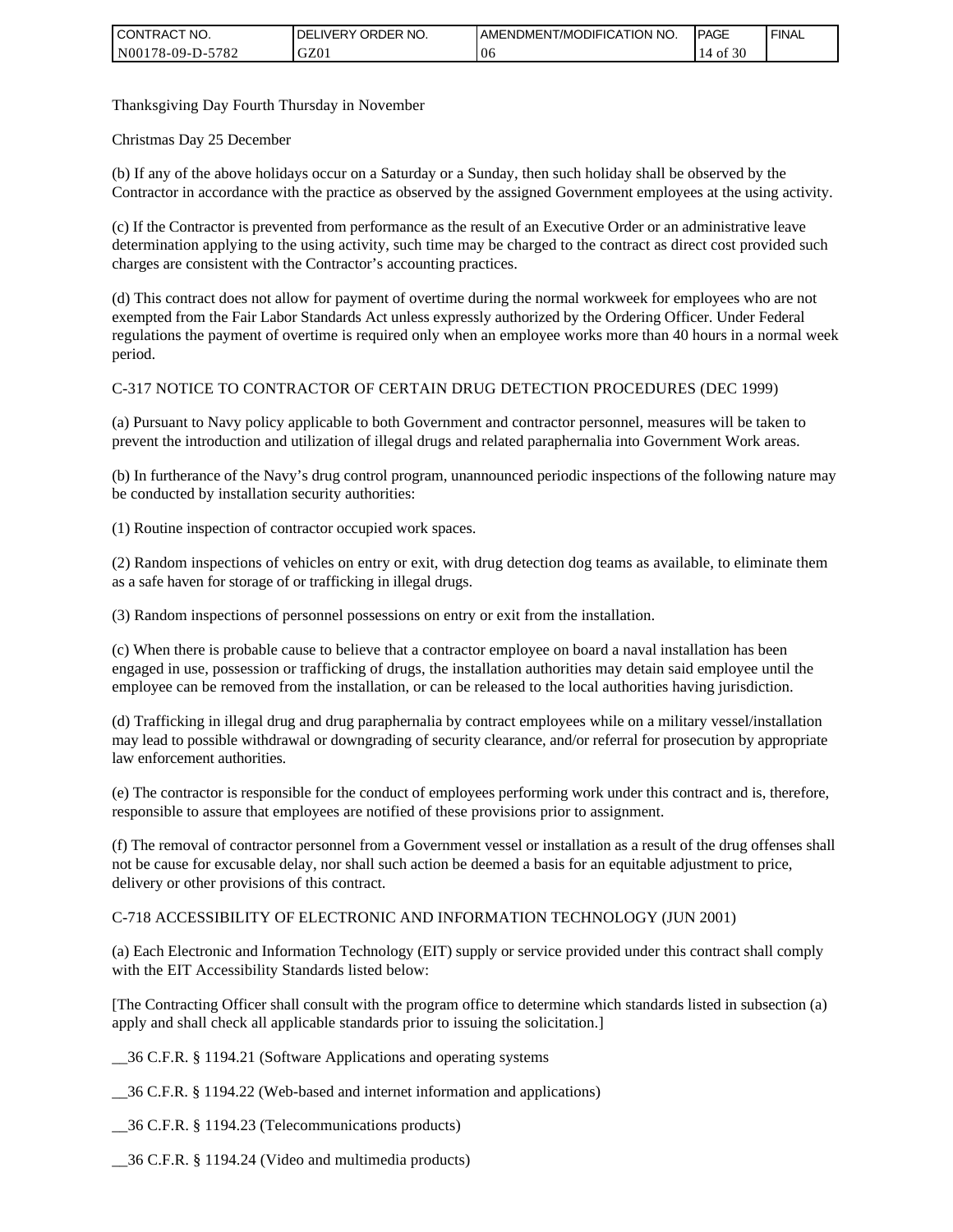Thanksgiving Day Fourth Thursday in November

Christmas Day 25 December

(b) If any of the above holidays occur on a Saturday or a Sunday, then such holiday shall be observed by the Contractor in accordance with the practice as observed by the assigned Government employees at the using activity.

(c) If the Contractor is prevented from performance as the result of an Executive Order or an administrative leave determination applying to the using activity, such time may be charged to the contract as direct cost provided such charges are consistent with the Contractor's accounting practices.

(d) This contract does not allow for payment of overtime during the normal workweek for employees who are not exempted from the Fair Labor Standards Act unless expressly authorized by the Ordering Officer. Under Federal regulations the payment of overtime is required only when an employee works more than 40 hours in a normal week period.

C-317 NOTICE TO CONTRACTOR OF CERTAIN DRUG DETECTION PROCEDURES (DEC 1999)

(a) Pursuant to Navy policy applicable to both Government and contractor personnel, measures will be taken to prevent the introduction and utilization of illegal drugs and related paraphernalia into Government Work areas.

(b) In furtherance of the Navy's drug control program, unannounced periodic inspections of the following nature may be conducted by installation security authorities:

(1) Routine inspection of contractor occupied work spaces.

(2) Random inspections of vehicles on entry or exit, with drug detection dog teams as available, to eliminate them as a safe haven for storage of or trafficking in illegal drugs.

(3) Random inspections of personnel possessions on entry or exit from the installation.

(c) When there is probable cause to believe that a contractor employee on board a naval installation has been engaged in use, possession or trafficking of drugs, the installation authorities may detain said employee until the employee can be removed from the installation, or can be released to the local authorities having jurisdiction.

(d) Trafficking in illegal drug and drug paraphernalia by contract employees while on a military vessel/installation may lead to possible withdrawal or downgrading of security clearance, and/or referral for prosecution by appropriate law enforcement authorities.

(e) The contractor is responsible for the conduct of employees performing work under this contract and is, therefore, responsible to assure that employees are notified of these provisions prior to assignment.

(f) The removal of contractor personnel from a Government vessel or installation as a result of the drug offenses shall not be cause for excusable delay, nor shall such action be deemed a basis for an equitable adjustment to price, delivery or other provisions of this contract.

C-718 ACCESSIBILITY OF ELECTRONIC AND INFORMATION TECHNOLOGY (JUN 2001)

(a) Each Electronic and Information Technology (EIT) supply or service provided under this contract shall comply with the EIT Accessibility Standards listed below:

[The Contracting Officer shall consult with the program office to determine which standards listed in subsection (a) apply and shall check all applicable standards prior to issuing the solicitation.]

__36 C.F.R. § 1194.21 (Software Applications and operating systems

__36 C.F.R. § 1194.22 (Web-based and internet information and applications)

__36 C.F.R. § 1194.23 (Telecommunications products)

__36 C.F.R. § 1194.24 (Video and multimedia products)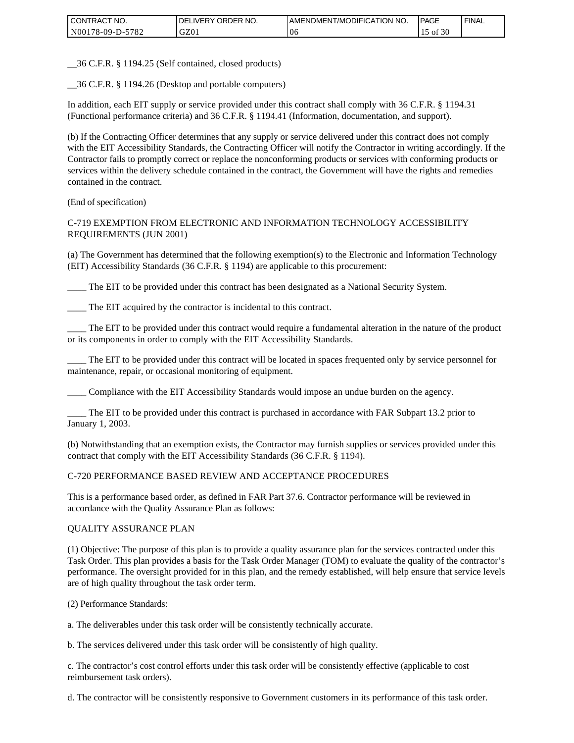__36 C.F.R. § 1194.25 (Self contained, closed products)

__36 C.F.R. § 1194.26 (Desktop and portable computers)

In addition, each EIT supply or service provided under this contract shall comply with 36 C.F.R. § 1194.31 (Functional performance criteria) and 36 C.F.R. § 1194.41 (Information, documentation, and support).

(b) If the Contracting Officer determines that any supply or service delivered under this contract does not comply with the EIT Accessibility Standards, the Contracting Officer will notify the Contractor in writing accordingly. If the Contractor fails to promptly correct or replace the nonconforming products or services with conforming products or services within the delivery schedule contained in the contract, the Government will have the rights and remedies contained in the contract.

(End of specification)

C-719 EXEMPTION FROM ELECTRONIC AND INFORMATION TECHNOLOGY ACCESSIBILITY REQUIREMENTS (JUN 2001)

(a) The Government has determined that the following exemption(s) to the Electronic and Information Technology (EIT) Accessibility Standards (36 C.F.R. § 1194) are applicable to this procurement:

____ The EIT to be provided under this contract has been designated as a National Security System.

____ The EIT acquired by the contractor is incidental to this contract.

____ The EIT to be provided under this contract would require a fundamental alteration in the nature of the product or its components in order to comply with the EIT Accessibility Standards.

____ The EIT to be provided under this contract will be located in spaces frequented only by service personnel for maintenance, repair, or occasional monitoring of equipment.

____ Compliance with the EIT Accessibility Standards would impose an undue burden on the agency.

____ The EIT to be provided under this contract is purchased in accordance with FAR Subpart 13.2 prior to January 1, 2003.

(b) Notwithstanding that an exemption exists, the Contractor may furnish supplies or services provided under this contract that comply with the EIT Accessibility Standards (36 C.F.R. § 1194).

C-720 PERFORMANCE BASED REVIEW AND ACCEPTANCE PROCEDURES

This is a performance based order, as defined in FAR Part 37.6. Contractor performance will be reviewed in accordance with the Quality Assurance Plan as follows:

QUALITY ASSURANCE PLAN

(1) Objective: The purpose of this plan is to provide a quality assurance plan for the services contracted under this Task Order. This plan provides a basis for the Task Order Manager (TOM) to evaluate the quality of the contractor's performance. The oversight provided for in this plan, and the remedy established, will help ensure that service levels are of high quality throughout the task order term.

(2) Performance Standards:

a. The deliverables under this task order will be consistently technically accurate.

b. The services delivered under this task order will be consistently of high quality.

c. The contractor's cost control efforts under this task order will be consistently effective (applicable to cost reimbursement task orders).

d. The contractor will be consistently responsive to Government customers in its performance of this task order.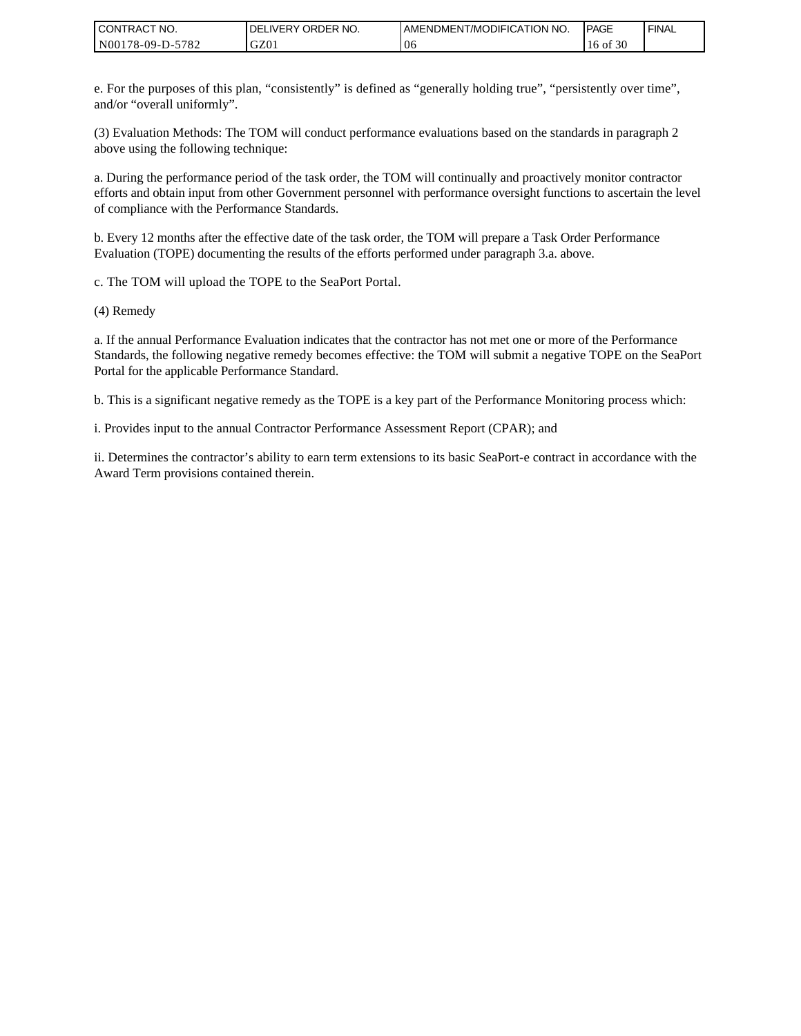e. For the purposes of this plan, “consistently” is defined as “generally holding true”, “persistently over time”, and/or “overall uniformly”.

(3) Evaluation Methods: The TOM will conduct performance evaluations based on the standards in paragraph 2 above using the following technique:

a. During the performance period of the task order, the TOM will continually and proactively monitor contractor efforts and obtain input from other Government personnel with performance oversight functions to ascertain the level of compliance with the Performance Standards.

b. Every 12 months after the effective date of the task order, the TOM will prepare a Task Order Performance Evaluation (TOPE) documenting the results of the efforts performed under paragraph 3.a. above.

c. The TOM will upload the TOPE to the SeaPort Portal.

(4) Remedy

a. If the annual Performance Evaluation indicates that the contractor has not met one or more of the Performance Standards, the following negative remedy becomes effective: the TOM will submit a negative TOPE on the SeaPort Portal for the applicable Performance Standard.

b. This is a significant negative remedy as the TOPE is a key part of the Performance Monitoring process which:

i. Provides input to the annual Contractor Performance Assessment Report (CPAR); and

ii. Determines the contractor’s ability to earn term extensions to its basic SeaPort-e contract in accordance with the Award Term provisions contained therein.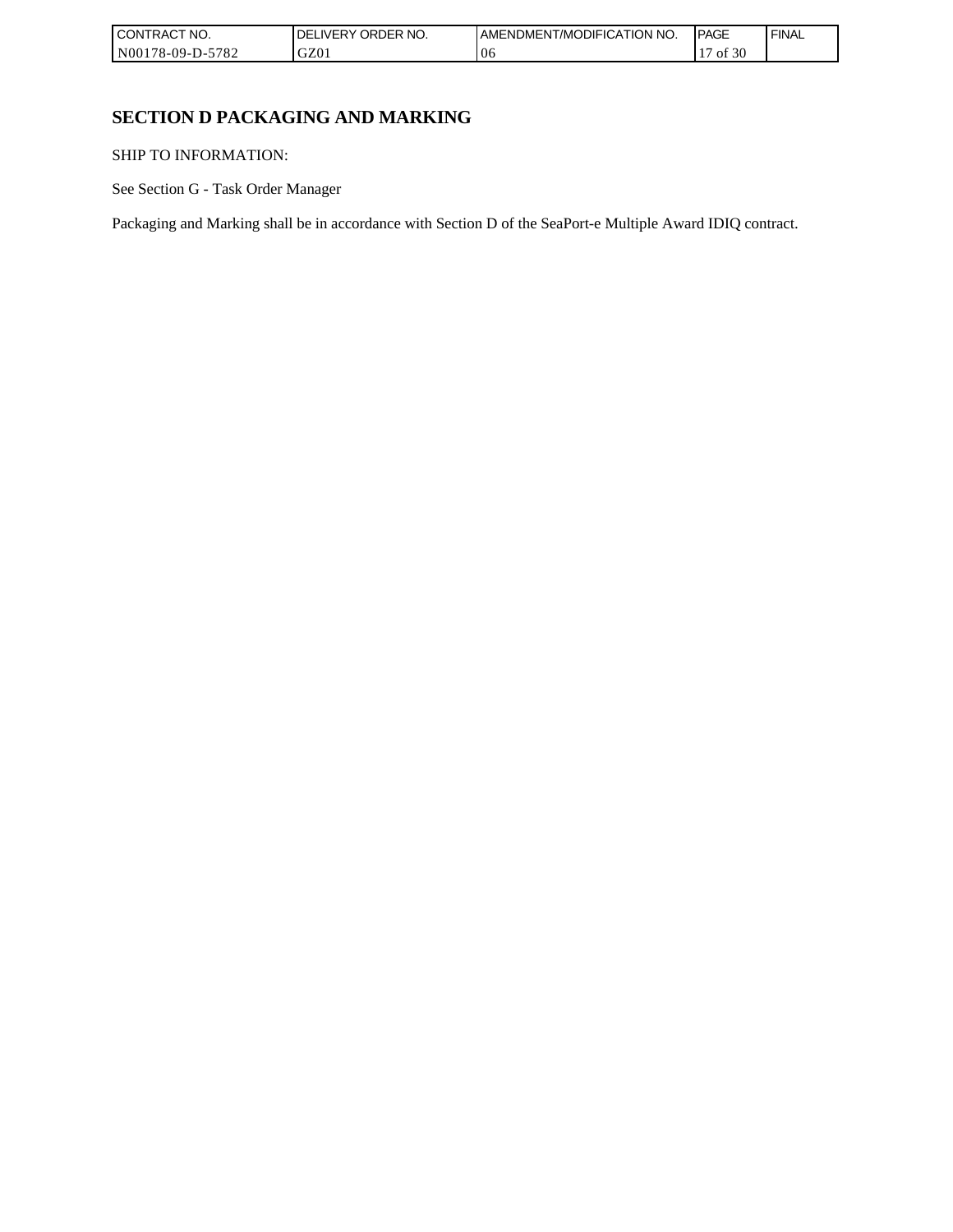## SECTION D PACKAGING AND MARKING

SHIP TO INFORMATION:

See Section G - Task Order Manager

Packaging and Marking shall be in accordance with Section D of the SeaPort-e Multiple Award IDIQ contract.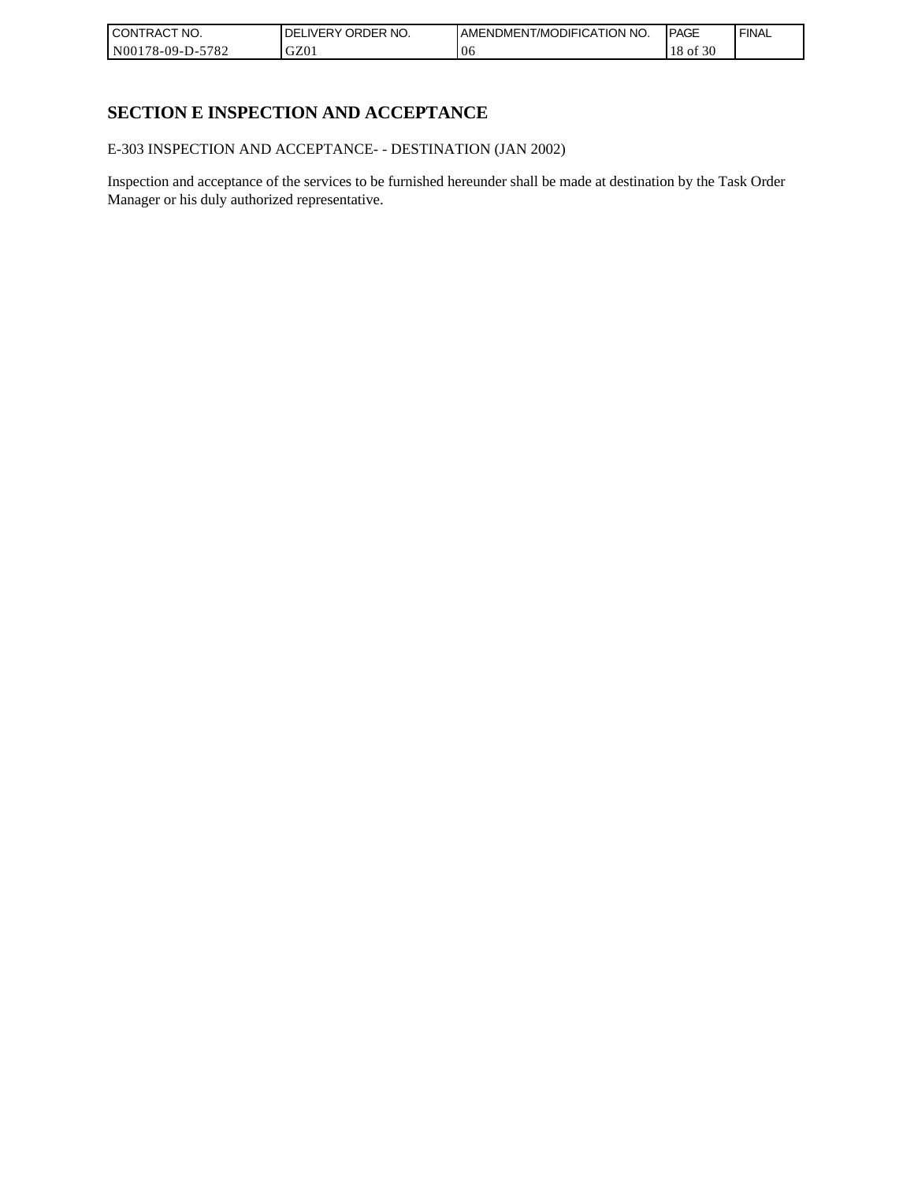## SECTION E INSPECTION AND ACCEPTANCE

E-303 INSPECTION AND ACCEPTANCE- - DESTINATION (JAN 2002)

Inspection and acceptance of the services to be furnished hereunder shall be made at destination by the Task Order Manager or his duly authorized representative.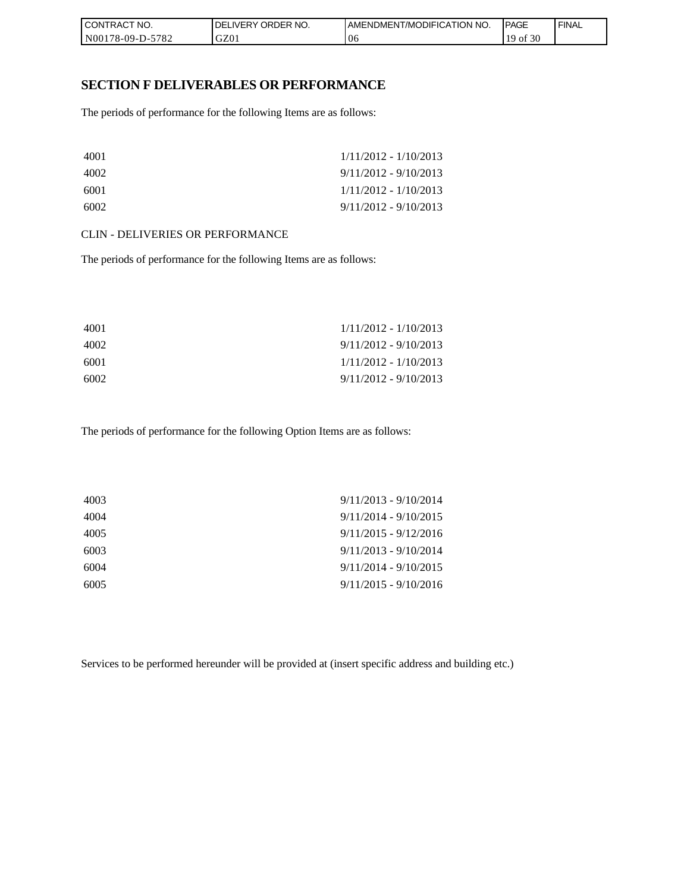## SECTION F DELIVERABLES OR PERFORMANCE

The periods of performance for the following Items are as follows:

| | |
|---|---|
| 4001 | 1/11/2012 - 1/10/2013 |
| 4002 | 9/11/2012 - 9/10/2013 |
| 6001 | 1/11/2012 - 1/10/2013 |
| 6002 | 9/11/2012 - 9/10/2013 |

CLIN - DELIVERIES OR PERFORMANCE

The periods of performance for the following Items are as follows:

| | |
|---|---|
| 4001 | 1/11/2012 - 1/10/2013 |
| 4002 | 9/11/2012 - 9/10/2013 |
| 6001 | 1/11/2012 - 1/10/2013 |
| 6002 | 9/11/2012 - 9/10/2013 |

The periods of performance for the following Option Items are as follows:

| | |
|---|---|
| 4003 | 9/11/2013 - 9/10/2014 |
| 4004 | 9/11/2014 - 9/10/2015 |
| 4005 | 9/11/2015 - 9/12/2016 |
| 6003 | 9/11/2013 - 9/10/2014 |
| 6004 | 9/11/2014 - 9/10/2015 |
| 6005 | 9/11/2015 - 9/10/2016 |

Services to be performed hereunder will be provided at (insert specific address and building etc.)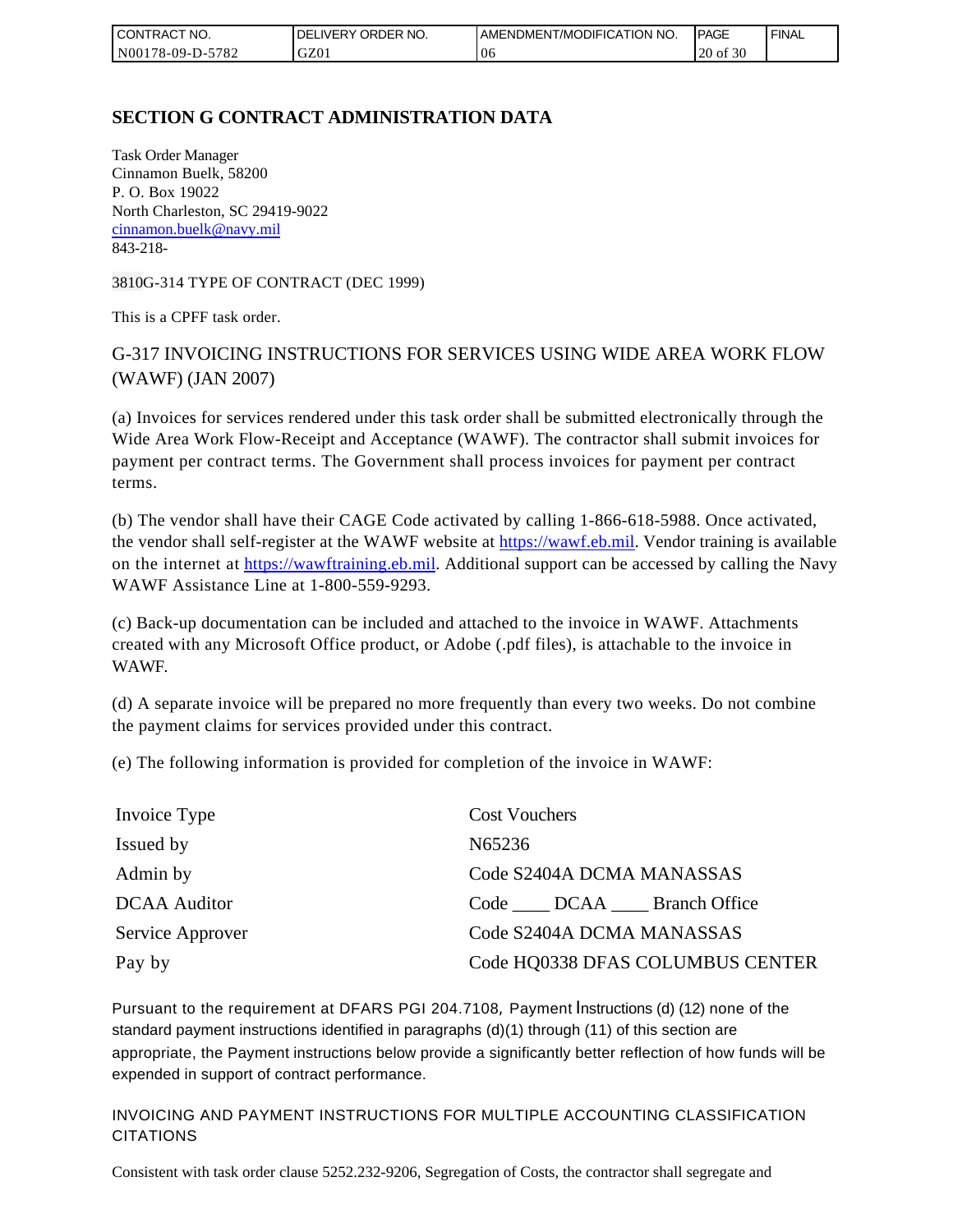## SECTION G CONTRACT ADMINISTRATION DATA

Task Order Manager
Cinnamon Buelk, 58200
P. O. Box 19022
North Charleston, SC 29419-9022
cinnamon.buelk@navy.mil
843-218-

3810G-314 TYPE OF CONTRACT (DEC 1999)

This is a CPFF task order.

### G-317 INVOICING INSTRUCTIONS FOR SERVICES USING WIDE AREA WORK FLOW (WAWF) (JAN 2007)

(a) Invoices for services rendered under this task order shall be submitted electronically through the Wide Area Work Flow-Receipt and Acceptance (WAWF). The contractor shall submit invoices for payment per contract terms. The Government shall process invoices for payment per contract terms.

(b) The vendor shall have their CAGE Code activated by calling 1-866-618-5988. Once activated, the vendor shall self-register at the WAWF website at https://wawf.eb.mil. Vendor training is available on the internet at https://wawftraining.eb.mil. Additional support can be accessed by calling the Navy WAWF Assistance Line at 1-800-559-9293.

(c) Back-up documentation can be included and attached to the invoice in WAWF. Attachments created with any Microsoft Office product, or Adobe (.pdf files), is attachable to the invoice in WAWF.

(d) A separate invoice will be prepared no more frequently than every two weeks. Do not combine the payment claims for services provided under this contract.

(e) The following information is provided for completion of the invoice in WAWF:

| | |
|---|---|
| Invoice Type | Cost Vouchers |
| Issued by | N65236 |
| Admin by | Code S2404A DCMA MANASSAS |
| DCAA Auditor | Code ____ DCAA ____ Branch Office |
| Service Approver | Code S2404A DCMA MANASSAS |
| Pay by | Code HQ0338 DFAS COLUMBUS CENTER |

Pursuant to the requirement at DFARS PGI 204.7108, Payment Instructions (d) (12) none of the standard payment instructions identified in paragraphs (d)(1) through (11) of this section are appropriate, the Payment instructions below provide a significantly better reflection of how funds will be expended in support of contract performance.

INVOICING AND PAYMENT INSTRUCTIONS FOR MULTIPLE ACCOUNTING CLASSIFICATION CITATIONS

Consistent with task order clause 5252.232-9206, Segregation of Costs, the contractor shall segregate and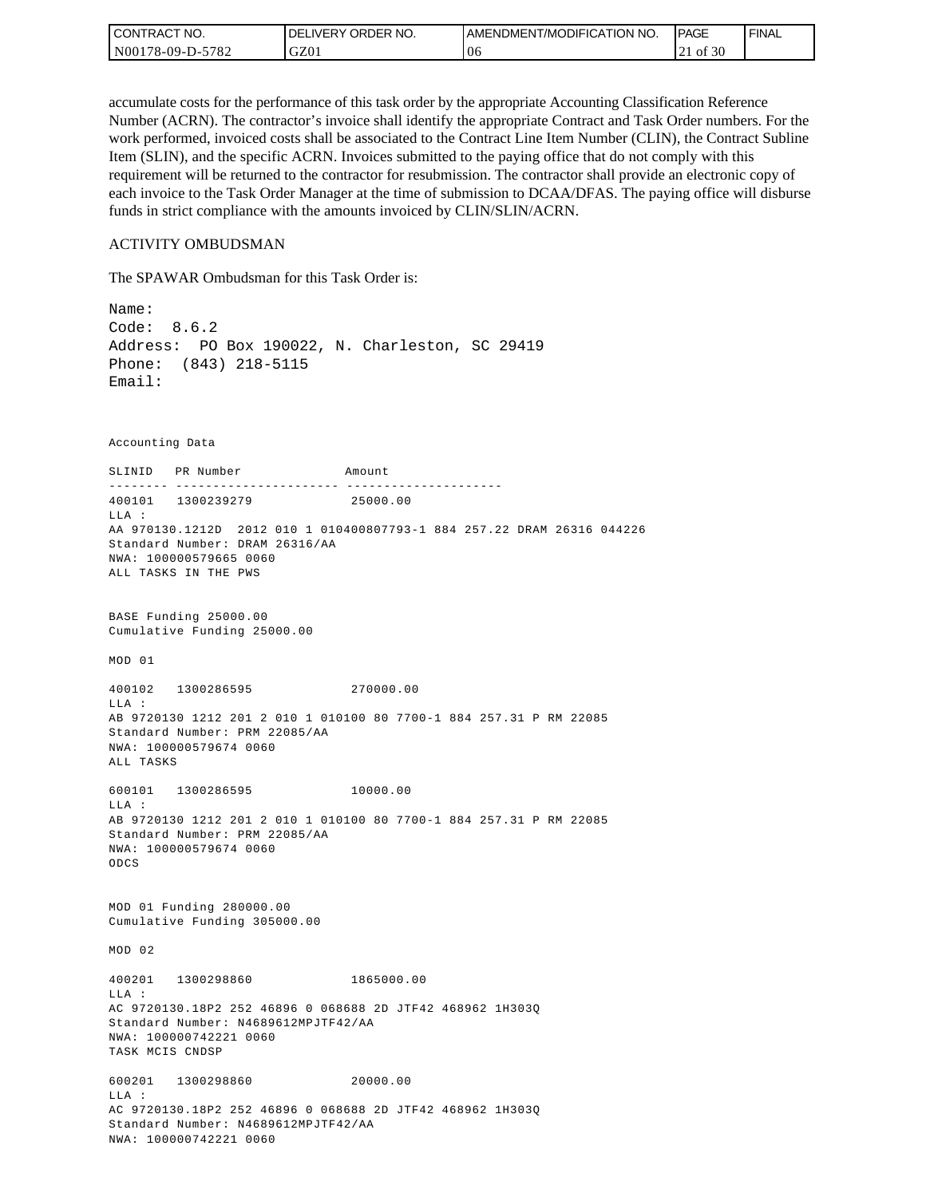accumulate costs for the performance of this task order by the appropriate Accounting Classification Reference Number (ACRN). The contractor's invoice shall identify the appropriate Contract and Task Order numbers. For the work performed, invoiced costs shall be associated to the Contract Line Item Number (CLIN), the Contract Subline Item (SLIN), and the specific ACRN. Invoices submitted to the paying office that do not comply with this requirement will be returned to the contractor for resubmission. The contractor shall provide an electronic copy of each invoice to the Task Order Manager at the time of submission to DCAA/DFAS. The paying office will disburse funds in strict compliance with the amounts invoiced by CLIN/SLIN/ACRN.

ACTIVITY OMBUDSMAN

The SPAWAR Ombudsman for this Task Order is:

```
Name:
Code:  8.6.2
Address:  PO Box 190022, N. Charleston, SC 29419
Phone:  (843) 218-5115
Email:
```

```
Accounting Data

SLINID   PR Number              Amount
-------- ---------------------- ---------------------
400101   1300239279              25000.00
LLA :
AA 970130.1212D  2012 010 1 010400807793-1 884 257.22 DRAM 26316 044226
Standard Number: DRAM 26316/AA
NWA: 100000579665 0060
ALL TASKS IN THE PWS


BASE Funding 25000.00
Cumulative Funding 25000.00

MOD 01

400102   1300286595              270000.00
LLA :
AB 9720130 1212 201 2 010 1 010100 80 7700-1 884 257.31 P RM 22085
Standard Number: PRM 22085/AA
NWA: 100000579674 0060
ALL TASKS

600101   1300286595              10000.00
LLA :
AB 9720130 1212 201 2 010 1 010100 80 7700-1 884 257.31 P RM 22085
Standard Number: PRM 22085/AA
NWA: 100000579674 0060
ODCS


MOD 01 Funding 280000.00
Cumulative Funding 305000.00

MOD 02

400201   1300298860              1865000.00
LLA :
AC 9720130.18P2 252 46896 0 068688 2D JTF42 468962 1H303Q
Standard Number: N4689612MPJTF42/AA
NWA: 100000742221 0060
TASK MCIS CNDSP

600201   1300298860              20000.00
LLA :
AC 9720130.18P2 252 46896 0 068688 2D JTF42 468962 1H303Q
Standard Number: N4689612MPJTF42/AA
NWA: 100000742221 0060
```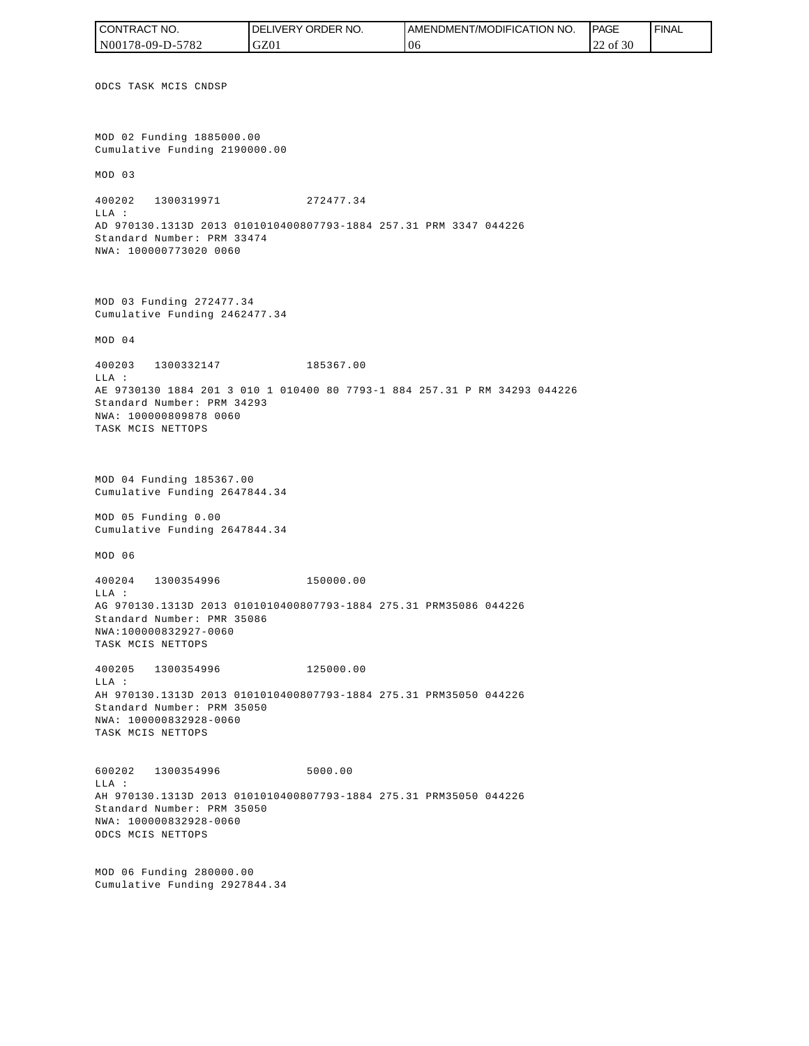ODCS TASK MCIS CNDSP

MOD 02 Funding 1885000.00
Cumulative Funding 2190000.00

MOD 03

400202 1300319971 272477.34
LLA :
AD 970130.1313D 2013 0101010400807793-1884 257.31 PRM 3347 044226
Standard Number: PRM 33474
NWA: 100000773020 0060

MOD 03 Funding 272477.34
Cumulative Funding 2462477.34

MOD 04

400203 1300332147 185367.00
LLA :
AE 9730130 1884 201 3 010 1 010400 80 7793-1 884 257.31 P RM 34293 044226
Standard Number: PRM 34293
NWA: 100000809878 0060
TASK MCIS NETTOPS

MOD 04 Funding 185367.00
Cumulative Funding 2647844.34

MOD 05 Funding 0.00
Cumulative Funding 2647844.34

MOD 06

400204 1300354996 150000.00
LLA :
AG 970130.1313D 2013 0101010400807793-1884 275.31 PRM35086 044226
Standard Number: PMR 35086
NWA:100000832927-0060
TASK MCIS NETTOPS

400205 1300354996 125000.00
LLA :
AH 970130.1313D 2013 0101010400807793-1884 275.31 PRM35050 044226
Standard Number: PRM 35050
NWA: 100000832928-0060
TASK MCIS NETTOPS

600202 1300354996 5000.00
LLA :
AH 970130.1313D 2013 0101010400807793-1884 275.31 PRM35050 044226
Standard Number: PRM 35050
NWA: 100000832928-0060
ODCS MCIS NETTOPS

MOD 06 Funding 280000.00
Cumulative Funding 2927844.34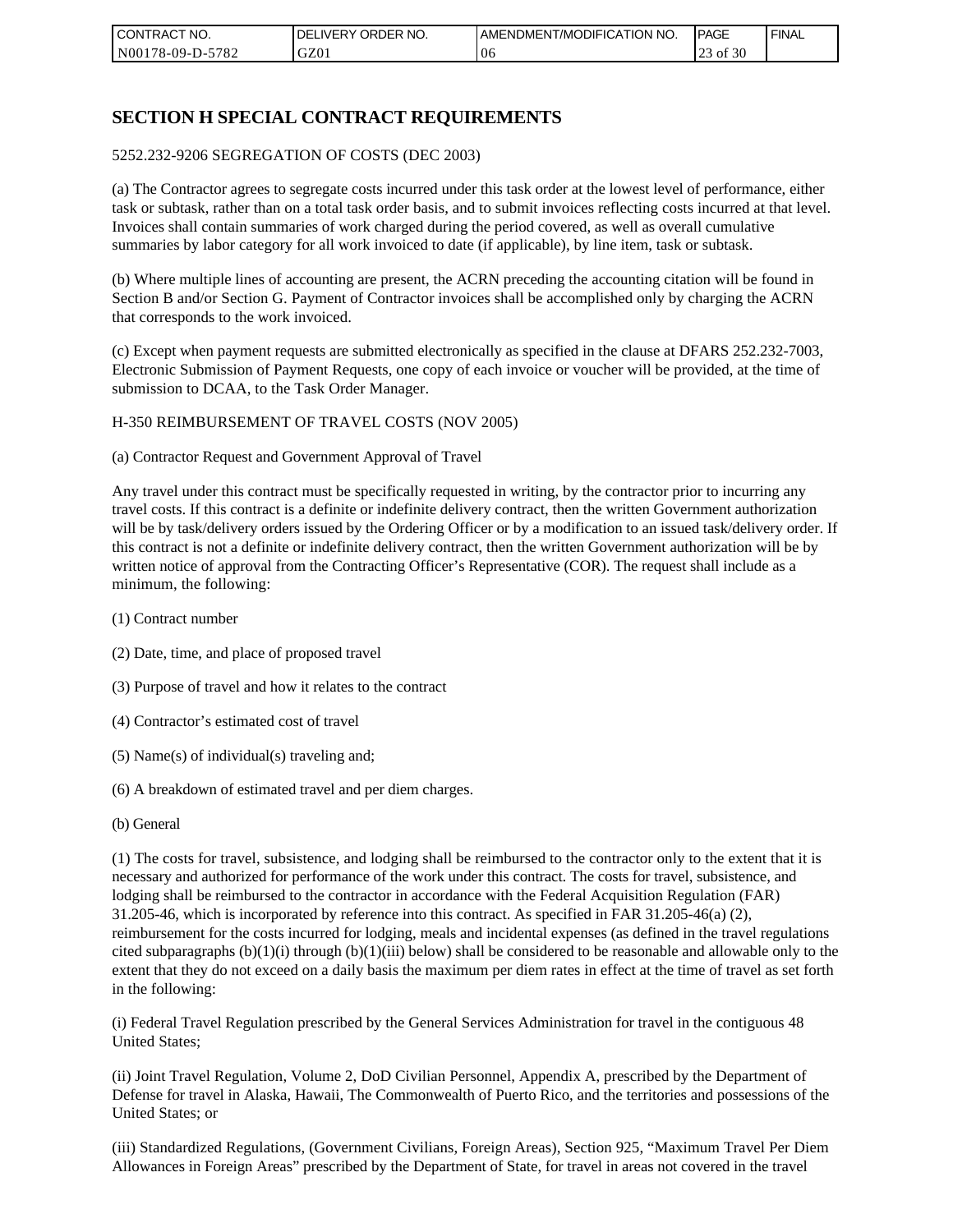# SECTION H SPECIAL CONTRACT REQUIREMENTS

5252.232-9206 SEGREGATION OF COSTS (DEC 2003)

(a) The Contractor agrees to segregate costs incurred under this task order at the lowest level of performance, either task or subtask, rather than on a total task order basis, and to submit invoices reflecting costs incurred at that level. Invoices shall contain summaries of work charged during the period covered, as well as overall cumulative summaries by labor category for all work invoiced to date (if applicable), by line item, task or subtask.

(b) Where multiple lines of accounting are present, the ACRN preceding the accounting citation will be found in Section B and/or Section G. Payment of Contractor invoices shall be accomplished only by charging the ACRN that corresponds to the work invoiced.

(c) Except when payment requests are submitted electronically as specified in the clause at DFARS 252.232-7003, Electronic Submission of Payment Requests, one copy of each invoice or voucher will be provided, at the time of submission to DCAA, to the Task Order Manager.

H-350 REIMBURSEMENT OF TRAVEL COSTS (NOV 2005)

(a) Contractor Request and Government Approval of Travel

Any travel under this contract must be specifically requested in writing, by the contractor prior to incurring any travel costs. If this contract is a definite or indefinite delivery contract, then the written Government authorization will be by task/delivery orders issued by the Ordering Officer or by a modification to an issued task/delivery order. If this contract is not a definite or indefinite delivery contract, then the written Government authorization will be by written notice of approval from the Contracting Officer's Representative (COR). The request shall include as a minimum, the following:

(1) Contract number

(2) Date, time, and place of proposed travel

(3) Purpose of travel and how it relates to the contract

(4) Contractor's estimated cost of travel

(5) Name(s) of individual(s) traveling and;

(6) A breakdown of estimated travel and per diem charges.

(b) General

(1) The costs for travel, subsistence, and lodging shall be reimbursed to the contractor only to the extent that it is necessary and authorized for performance of the work under this contract. The costs for travel, subsistence, and lodging shall be reimbursed to the contractor in accordance with the Federal Acquisition Regulation (FAR) 31.205-46, which is incorporated by reference into this contract. As specified in FAR 31.205-46(a) (2), reimbursement for the costs incurred for lodging, meals and incidental expenses (as defined in the travel regulations cited subparagraphs (b)(1)(i) through (b)(1)(iii) below) shall be considered to be reasonable and allowable only to the extent that they do not exceed on a daily basis the maximum per diem rates in effect at the time of travel as set forth in the following:

(i) Federal Travel Regulation prescribed by the General Services Administration for travel in the contiguous 48 United States;

(ii) Joint Travel Regulation, Volume 2, DoD Civilian Personnel, Appendix A, prescribed by the Department of Defense for travel in Alaska, Hawaii, The Commonwealth of Puerto Rico, and the territories and possessions of the United States; or

(iii) Standardized Regulations, (Government Civilians, Foreign Areas), Section 925, "Maximum Travel Per Diem Allowances in Foreign Areas" prescribed by the Department of State, for travel in areas not covered in the travel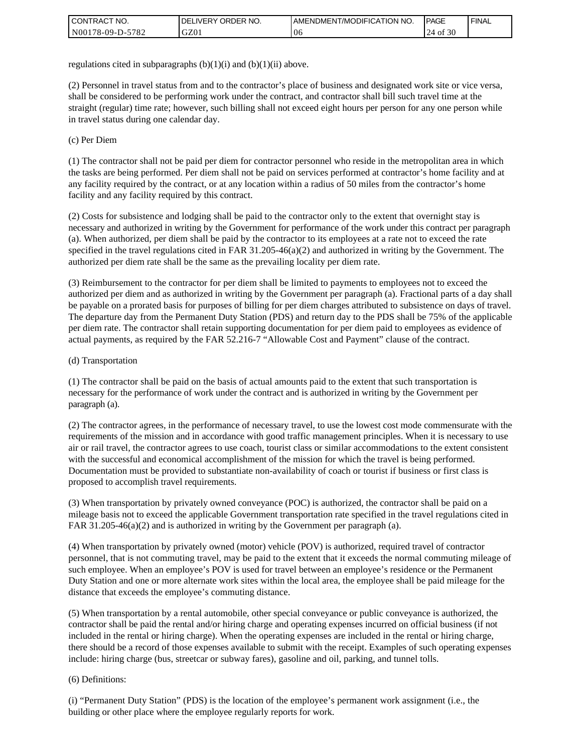regulations cited in subparagraphs (b)(1)(i) and (b)(1)(ii) above.

(2) Personnel in travel status from and to the contractor’s place of business and designated work site or vice versa, shall be considered to be performing work under the contract, and contractor shall bill such travel time at the straight (regular) time rate; however, such billing shall not exceed eight hours per person for any one person while in travel status during one calendar day.

(c) Per Diem

(1) The contractor shall not be paid per diem for contractor personnel who reside in the metropolitan area in which the tasks are being performed. Per diem shall not be paid on services performed at contractor’s home facility and at any facility required by the contract, or at any location within a radius of 50 miles from the contractor’s home facility and any facility required by this contract.

(2) Costs for subsistence and lodging shall be paid to the contractor only to the extent that overnight stay is necessary and authorized in writing by the Government for performance of the work under this contract per paragraph (a). When authorized, per diem shall be paid by the contractor to its employees at a rate not to exceed the rate specified in the travel regulations cited in FAR 31.205-46(a)(2) and authorized in writing by the Government. The authorized per diem rate shall be the same as the prevailing locality per diem rate.

(3) Reimbursement to the contractor for per diem shall be limited to payments to employees not to exceed the authorized per diem and as authorized in writing by the Government per paragraph (a). Fractional parts of a day shall be payable on a prorated basis for purposes of billing for per diem charges attributed to subsistence on days of travel. The departure day from the Permanent Duty Station (PDS) and return day to the PDS shall be 75% of the applicable per diem rate. The contractor shall retain supporting documentation for per diem paid to employees as evidence of actual payments, as required by the FAR 52.216-7 “Allowable Cost and Payment” clause of the contract.

(d) Transportation

(1) The contractor shall be paid on the basis of actual amounts paid to the extent that such transportation is necessary for the performance of work under the contract and is authorized in writing by the Government per paragraph (a).

(2) The contractor agrees, in the performance of necessary travel, to use the lowest cost mode commensurate with the requirements of the mission and in accordance with good traffic management principles. When it is necessary to use air or rail travel, the contractor agrees to use coach, tourist class or similar accommodations to the extent consistent with the successful and economical accomplishment of the mission for which the travel is being performed. Documentation must be provided to substantiate non-availability of coach or tourist if business or first class is proposed to accomplish travel requirements.

(3) When transportation by privately owned conveyance (POC) is authorized, the contractor shall be paid on a mileage basis not to exceed the applicable Government transportation rate specified in the travel regulations cited in FAR 31.205-46(a)(2) and is authorized in writing by the Government per paragraph (a).

(4) When transportation by privately owned (motor) vehicle (POV) is authorized, required travel of contractor personnel, that is not commuting travel, may be paid to the extent that it exceeds the normal commuting mileage of such employee. When an employee’s POV is used for travel between an employee’s residence or the Permanent Duty Station and one or more alternate work sites within the local area, the employee shall be paid mileage for the distance that exceeds the employee’s commuting distance.

(5) When transportation by a rental automobile, other special conveyance or public conveyance is authorized, the contractor shall be paid the rental and/or hiring charge and operating expenses incurred on official business (if not included in the rental or hiring charge). When the operating expenses are included in the rental or hiring charge, there should be a record of those expenses available to submit with the receipt. Examples of such operating expenses include: hiring charge (bus, streetcar or subway fares), gasoline and oil, parking, and tunnel tolls.

(6) Definitions:

(i) “Permanent Duty Station” (PDS) is the location of the employee’s permanent work assignment (i.e., the building or other place where the employee regularly reports for work.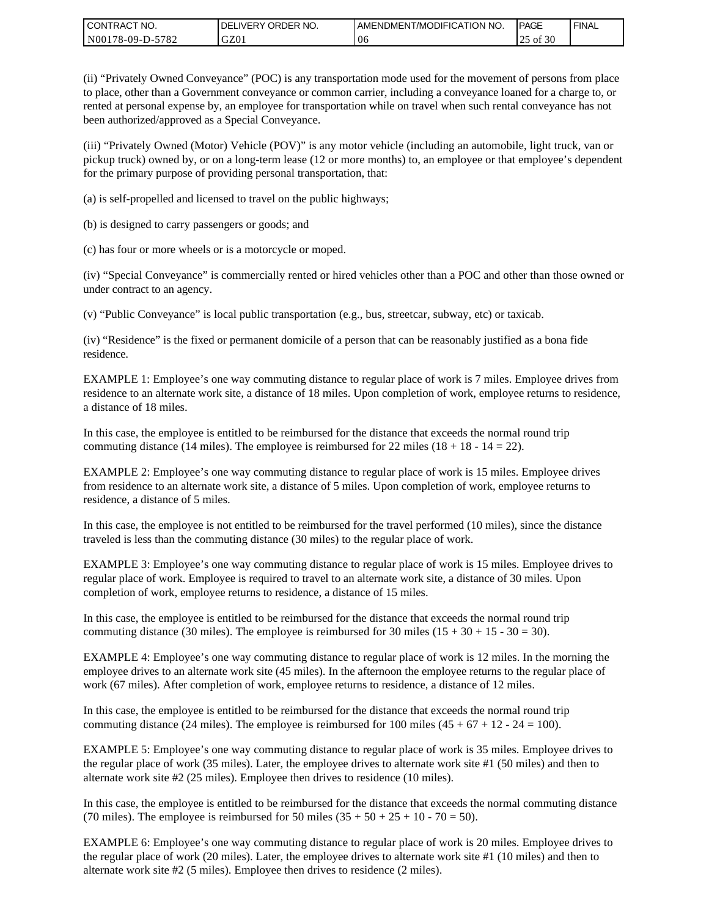(ii) “Privately Owned Conveyance” (POC) is any transportation mode used for the movement of persons from place to place, other than a Government conveyance or common carrier, including a conveyance loaned for a charge to, or rented at personal expense by, an employee for transportation while on travel when such rental conveyance has not been authorized/approved as a Special Conveyance.

(iii) “Privately Owned (Motor) Vehicle (POV)” is any motor vehicle (including an automobile, light truck, van or pickup truck) owned by, or on a long-term lease (12 or more months) to, an employee or that employee’s dependent for the primary purpose of providing personal transportation, that:

(a) is self-propelled and licensed to travel on the public highways;

(b) is designed to carry passengers or goods; and

(c) has four or more wheels or is a motorcycle or moped.

(iv) “Special Conveyance” is commercially rented or hired vehicles other than a POC and other than those owned or under contract to an agency.

(v) “Public Conveyance” is local public transportation (e.g., bus, streetcar, subway, etc) or taxicab.

(iv) “Residence” is the fixed or permanent domicile of a person that can be reasonably justified as a bona fide residence.

EXAMPLE 1: Employee’s one way commuting distance to regular place of work is 7 miles. Employee drives from residence to an alternate work site, a distance of 18 miles. Upon completion of work, employee returns to residence, a distance of 18 miles.

In this case, the employee is entitled to be reimbursed for the distance that exceeds the normal round trip commuting distance (14 miles). The employee is reimbursed for 22 miles (18 + 18 - 14 = 22).

EXAMPLE 2: Employee’s one way commuting distance to regular place of work is 15 miles. Employee drives from residence to an alternate work site, a distance of 5 miles. Upon completion of work, employee returns to residence, a distance of 5 miles.

In this case, the employee is not entitled to be reimbursed for the travel performed (10 miles), since the distance traveled is less than the commuting distance (30 miles) to the regular place of work.

EXAMPLE 3: Employee’s one way commuting distance to regular place of work is 15 miles. Employee drives to regular place of work. Employee is required to travel to an alternate work site, a distance of 30 miles. Upon completion of work, employee returns to residence, a distance of 15 miles.

In this case, the employee is entitled to be reimbursed for the distance that exceeds the normal round trip commuting distance (30 miles). The employee is reimbursed for 30 miles (15 + 30 + 15 - 30 = 30).

EXAMPLE 4: Employee’s one way commuting distance to regular place of work is 12 miles. In the morning the employee drives to an alternate work site (45 miles). In the afternoon the employee returns to the regular place of work (67 miles). After completion of work, employee returns to residence, a distance of 12 miles.

In this case, the employee is entitled to be reimbursed for the distance that exceeds the normal round trip commuting distance (24 miles). The employee is reimbursed for 100 miles (45 + 67 + 12 - 24 = 100).

EXAMPLE 5: Employee’s one way commuting distance to regular place of work is 35 miles. Employee drives to the regular place of work (35 miles). Later, the employee drives to alternate work site #1 (50 miles) and then to alternate work site #2 (25 miles). Employee then drives to residence (10 miles).

In this case, the employee is entitled to be reimbursed for the distance that exceeds the normal commuting distance (70 miles). The employee is reimbursed for 50 miles (35 + 50 + 25 + 10 - 70 = 50).

EXAMPLE 6: Employee’s one way commuting distance to regular place of work is 20 miles. Employee drives to the regular place of work (20 miles). Later, the employee drives to alternate work site #1 (10 miles) and then to alternate work site #2 (5 miles). Employee then drives to residence (2 miles).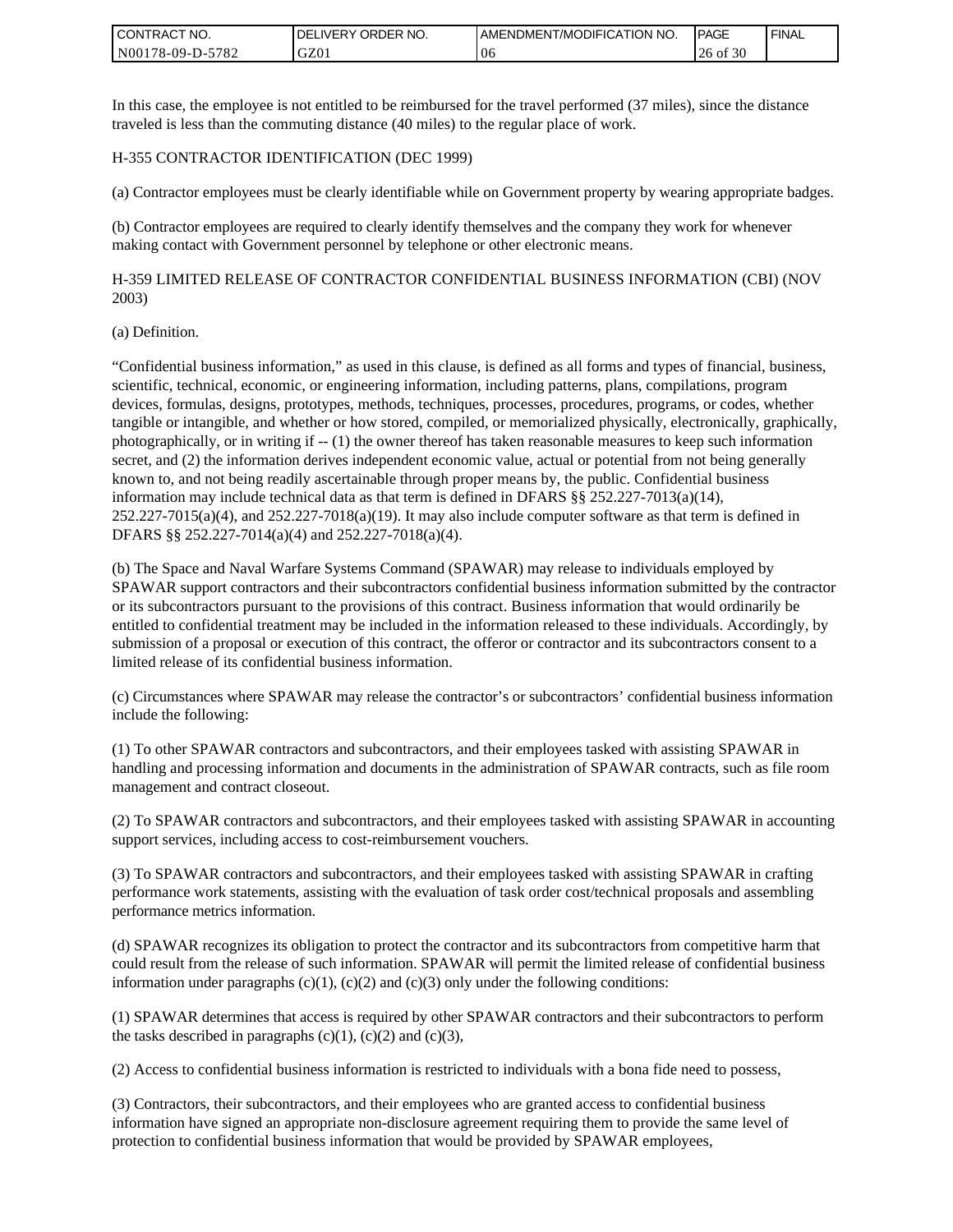In this case, the employee is not entitled to be reimbursed for the travel performed (37 miles), since the distance traveled is less than the commuting distance (40 miles) to the regular place of work.

H-355 CONTRACTOR IDENTIFICATION (DEC 1999)

(a) Contractor employees must be clearly identifiable while on Government property by wearing appropriate badges.

(b) Contractor employees are required to clearly identify themselves and the company they work for whenever making contact with Government personnel by telephone or other electronic means.

H-359 LIMITED RELEASE OF CONTRACTOR CONFIDENTIAL BUSINESS INFORMATION (CBI) (NOV 2003)

(a) Definition.

"Confidential business information," as used in this clause, is defined as all forms and types of financial, business, scientific, technical, economic, or engineering information, including patterns, plans, compilations, program devices, formulas, designs, prototypes, methods, techniques, processes, procedures, programs, or codes, whether tangible or intangible, and whether or how stored, compiled, or memorialized physically, electronically, graphically, photographically, or in writing if -- (1) the owner thereof has taken reasonable measures to keep such information secret, and (2) the information derives independent economic value, actual or potential from not being generally known to, and not being readily ascertainable through proper means by, the public. Confidential business information may include technical data as that term is defined in DFARS §§ 252.227-7013(a)(14), 252.227-7015(a)(4), and 252.227-7018(a)(19). It may also include computer software as that term is defined in DFARS §§ 252.227-7014(a)(4) and 252.227-7018(a)(4).

(b) The Space and Naval Warfare Systems Command (SPAWAR) may release to individuals employed by SPAWAR support contractors and their subcontractors confidential business information submitted by the contractor or its subcontractors pursuant to the provisions of this contract. Business information that would ordinarily be entitled to confidential treatment may be included in the information released to these individuals. Accordingly, by submission of a proposal or execution of this contract, the offeror or contractor and its subcontractors consent to a limited release of its confidential business information.

(c) Circumstances where SPAWAR may release the contractor's or subcontractors' confidential business information include the following:

(1) To other SPAWAR contractors and subcontractors, and their employees tasked with assisting SPAWAR in handling and processing information and documents in the administration of SPAWAR contracts, such as file room management and contract closeout.

(2) To SPAWAR contractors and subcontractors, and their employees tasked with assisting SPAWAR in accounting support services, including access to cost-reimbursement vouchers.

(3) To SPAWAR contractors and subcontractors, and their employees tasked with assisting SPAWAR in crafting performance work statements, assisting with the evaluation of task order cost/technical proposals and assembling performance metrics information.

(d) SPAWAR recognizes its obligation to protect the contractor and its subcontractors from competitive harm that could result from the release of such information. SPAWAR will permit the limited release of confidential business information under paragraphs (c)(1), (c)(2) and (c)(3) only under the following conditions:

(1) SPAWAR determines that access is required by other SPAWAR contractors and their subcontractors to perform the tasks described in paragraphs (c)(1), (c)(2) and (c)(3),

(2) Access to confidential business information is restricted to individuals with a bona fide need to possess,

(3) Contractors, their subcontractors, and their employees who are granted access to confidential business information have signed an appropriate non-disclosure agreement requiring them to provide the same level of protection to confidential business information that would be provided by SPAWAR employees,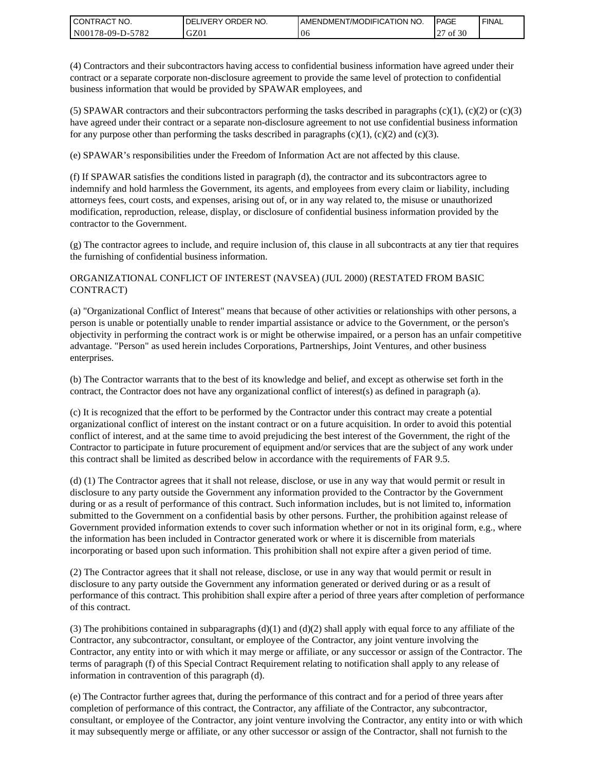(4) Contractors and their subcontractors having access to confidential business information have agreed under their contract or a separate corporate non-disclosure agreement to provide the same level of protection to confidential business information that would be provided by SPAWAR employees, and

(5) SPAWAR contractors and their subcontractors performing the tasks described in paragraphs (c)(1), (c)(2) or (c)(3) have agreed under their contract or a separate non-disclosure agreement to not use confidential business information for any purpose other than performing the tasks described in paragraphs (c)(1), (c)(2) and (c)(3).

(e) SPAWAR's responsibilities under the Freedom of Information Act are not affected by this clause.

(f) If SPAWAR satisfies the conditions listed in paragraph (d), the contractor and its subcontractors agree to indemnify and hold harmless the Government, its agents, and employees from every claim or liability, including attorneys fees, court costs, and expenses, arising out of, or in any way related to, the misuse or unauthorized modification, reproduction, release, display, or disclosure of confidential business information provided by the contractor to the Government.

(g) The contractor agrees to include, and require inclusion of, this clause in all subcontracts at any tier that requires the furnishing of confidential business information.

ORGANIZATIONAL CONFLICT OF INTEREST (NAVSEA) (JUL 2000) (RESTATED FROM BASIC CONTRACT)

(a) "Organizational Conflict of Interest" means that because of other activities or relationships with other persons, a person is unable or potentially unable to render impartial assistance or advice to the Government, or the person's objectivity in performing the contract work is or might be otherwise impaired, or a person has an unfair competitive advantage. "Person" as used herein includes Corporations, Partnerships, Joint Ventures, and other business enterprises.

(b) The Contractor warrants that to the best of its knowledge and belief, and except as otherwise set forth in the contract, the Contractor does not have any organizational conflict of interest(s) as defined in paragraph (a).

(c) It is recognized that the effort to be performed by the Contractor under this contract may create a potential organizational conflict of interest on the instant contract or on a future acquisition. In order to avoid this potential conflict of interest, and at the same time to avoid prejudicing the best interest of the Government, the right of the Contractor to participate in future procurement of equipment and/or services that are the subject of any work under this contract shall be limited as described below in accordance with the requirements of FAR 9.5.

(d) (1) The Contractor agrees that it shall not release, disclose, or use in any way that would permit or result in disclosure to any party outside the Government any information provided to the Contractor by the Government during or as a result of performance of this contract. Such information includes, but is not limited to, information submitted to the Government on a confidential basis by other persons. Further, the prohibition against release of Government provided information extends to cover such information whether or not in its original form, e.g., where the information has been included in Contractor generated work or where it is discernible from materials incorporating or based upon such information. This prohibition shall not expire after a given period of time.

(2) The Contractor agrees that it shall not release, disclose, or use in any way that would permit or result in disclosure to any party outside the Government any information generated or derived during or as a result of performance of this contract. This prohibition shall expire after a period of three years after completion of performance of this contract.

(3) The prohibitions contained in subparagraphs (d)(1) and (d)(2) shall apply with equal force to any affiliate of the Contractor, any subcontractor, consultant, or employee of the Contractor, any joint venture involving the Contractor, any entity into or with which it may merge or affiliate, or any successor or assign of the Contractor. The terms of paragraph (f) of this Special Contract Requirement relating to notification shall apply to any release of information in contravention of this paragraph (d).

(e) The Contractor further agrees that, during the performance of this contract and for a period of three years after completion of performance of this contract, the Contractor, any affiliate of the Contractor, any subcontractor, consultant, or employee of the Contractor, any joint venture involving the Contractor, any entity into or with which it may subsequently merge or affiliate, or any other successor or assign of the Contractor, shall not furnish to the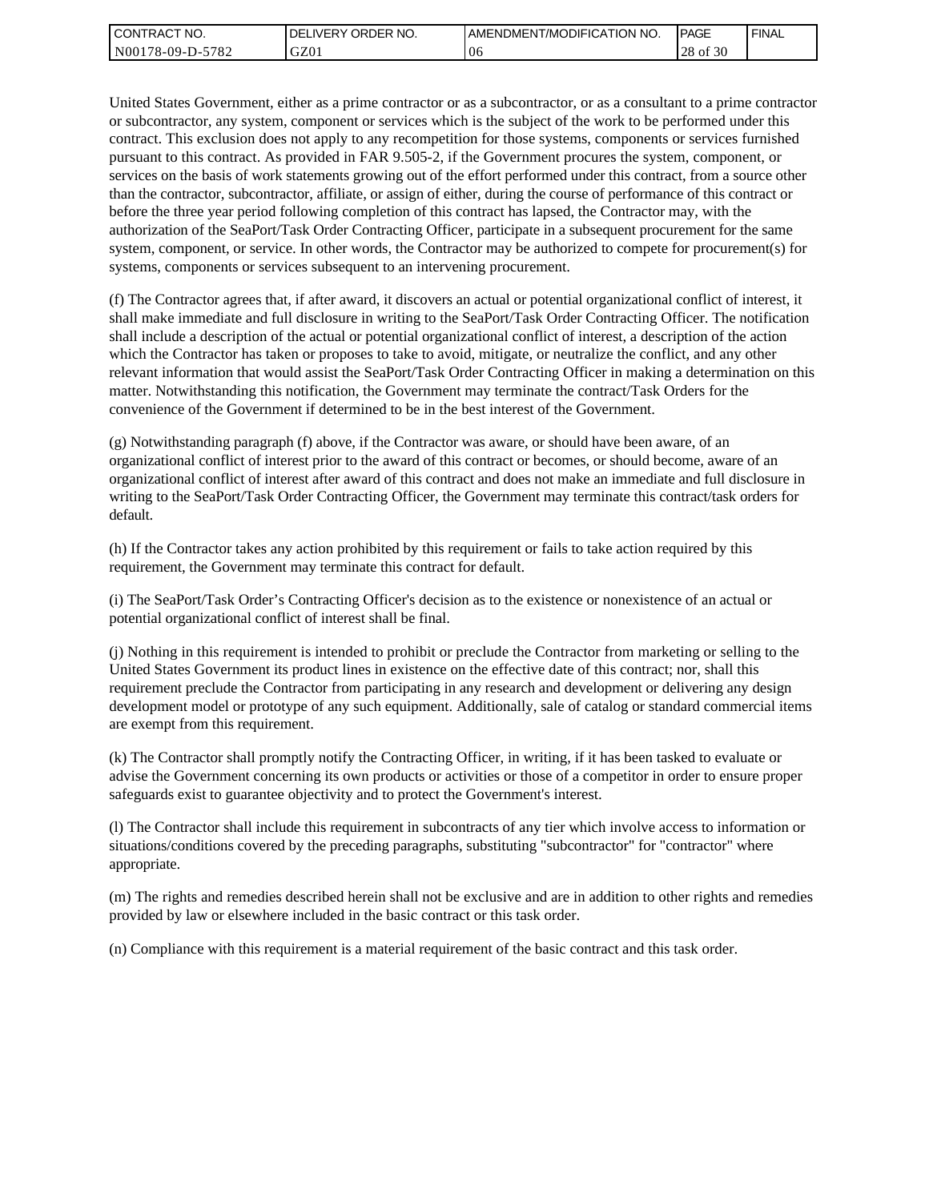United States Government, either as a prime contractor or as a subcontractor, or as a consultant to a prime contractor or subcontractor, any system, component or services which is the subject of the work to be performed under this contract. This exclusion does not apply to any recompetition for those systems, components or services furnished pursuant to this contract. As provided in FAR 9.505-2, if the Government procures the system, component, or services on the basis of work statements growing out of the effort performed under this contract, from a source other than the contractor, subcontractor, affiliate, or assign of either, during the course of performance of this contract or before the three year period following completion of this contract has lapsed, the Contractor may, with the authorization of the SeaPort/Task Order Contracting Officer, participate in a subsequent procurement for the same system, component, or service. In other words, the Contractor may be authorized to compete for procurement(s) for systems, components or services subsequent to an intervening procurement.

(f) The Contractor agrees that, if after award, it discovers an actual or potential organizational conflict of interest, it shall make immediate and full disclosure in writing to the SeaPort/Task Order Contracting Officer. The notification shall include a description of the actual or potential organizational conflict of interest, a description of the action which the Contractor has taken or proposes to take to avoid, mitigate, or neutralize the conflict, and any other relevant information that would assist the SeaPort/Task Order Contracting Officer in making a determination on this matter. Notwithstanding this notification, the Government may terminate the contract/Task Orders for the convenience of the Government if determined to be in the best interest of the Government.

(g) Notwithstanding paragraph (f) above, if the Contractor was aware, or should have been aware, of an organizational conflict of interest prior to the award of this contract or becomes, or should become, aware of an organizational conflict of interest after award of this contract and does not make an immediate and full disclosure in writing to the SeaPort/Task Order Contracting Officer, the Government may terminate this contract/task orders for default.

(h) If the Contractor takes any action prohibited by this requirement or fails to take action required by this requirement, the Government may terminate this contract for default.

(i) The SeaPort/Task Order's Contracting Officer's decision as to the existence or nonexistence of an actual or potential organizational conflict of interest shall be final.

(j) Nothing in this requirement is intended to prohibit or preclude the Contractor from marketing or selling to the United States Government its product lines in existence on the effective date of this contract; nor, shall this requirement preclude the Contractor from participating in any research and development or delivering any design development model or prototype of any such equipment. Additionally, sale of catalog or standard commercial items are exempt from this requirement.

(k) The Contractor shall promptly notify the Contracting Officer, in writing, if it has been tasked to evaluate or advise the Government concerning its own products or activities or those of a competitor in order to ensure proper safeguards exist to guarantee objectivity and to protect the Government's interest.

(l) The Contractor shall include this requirement in subcontracts of any tier which involve access to information or situations/conditions covered by the preceding paragraphs, substituting "subcontractor" for "contractor" where appropriate.

(m) The rights and remedies described herein shall not be exclusive and are in addition to other rights and remedies provided by law or elsewhere included in the basic contract or this task order.

(n) Compliance with this requirement is a material requirement of the basic contract and this task order.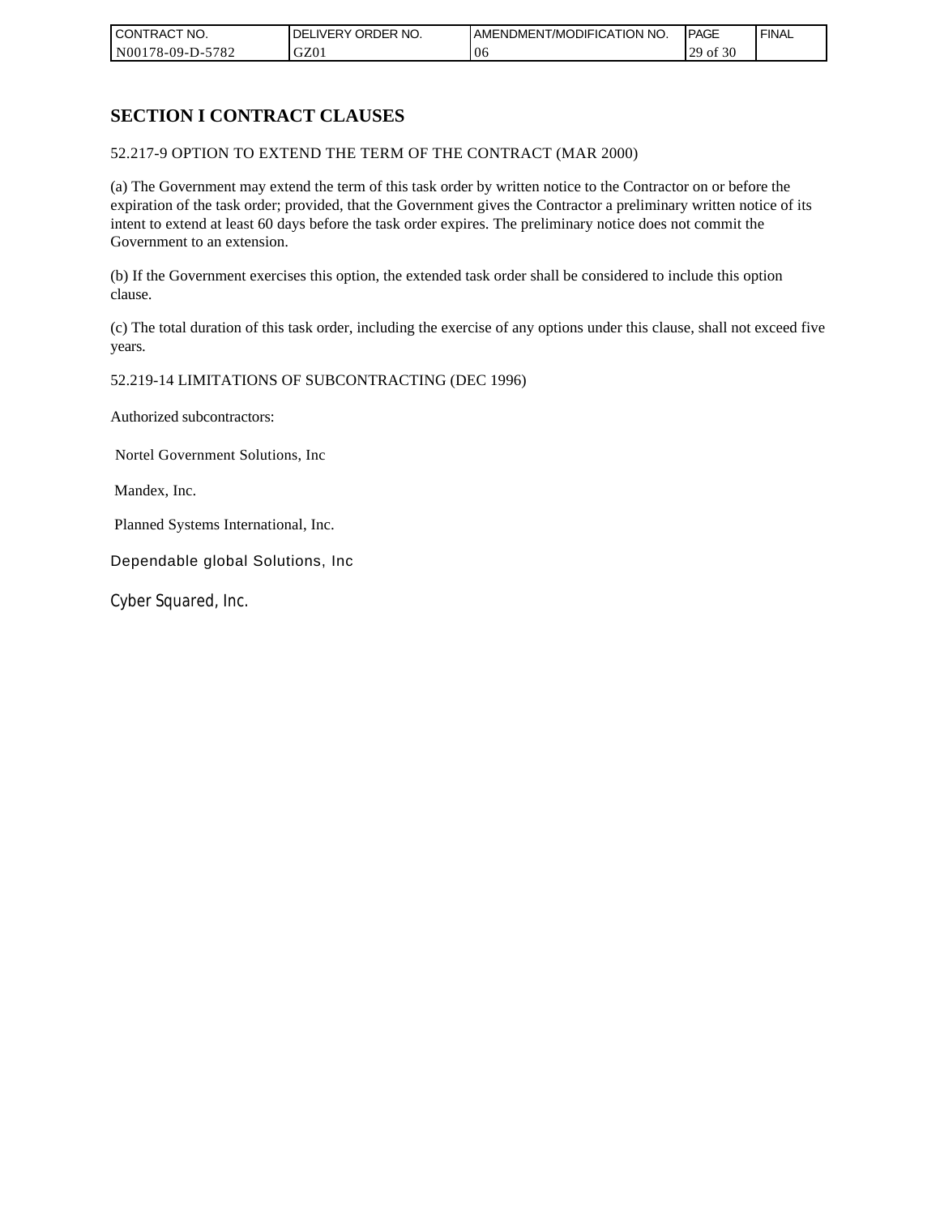# SECTION I CONTRACT CLAUSES

52.217-9 OPTION TO EXTEND THE TERM OF THE CONTRACT (MAR 2000)

(a) The Government may extend the term of this task order by written notice to the Contractor on or before the expiration of the task order; provided, that the Government gives the Contractor a preliminary written notice of its intent to extend at least 60 days before the task order expires. The preliminary notice does not commit the Government to an extension.

(b) If the Government exercises this option, the extended task order shall be considered to include this option clause.

(c) The total duration of this task order, including the exercise of any options under this clause, shall not exceed five years.

52.219-14 LIMITATIONS OF SUBCONTRACTING (DEC 1996)

Authorized subcontractors:

Nortel Government Solutions, Inc

Mandex, Inc.

Planned Systems International, Inc.

Dependable global Solutions, Inc

Cyber Squared, Inc.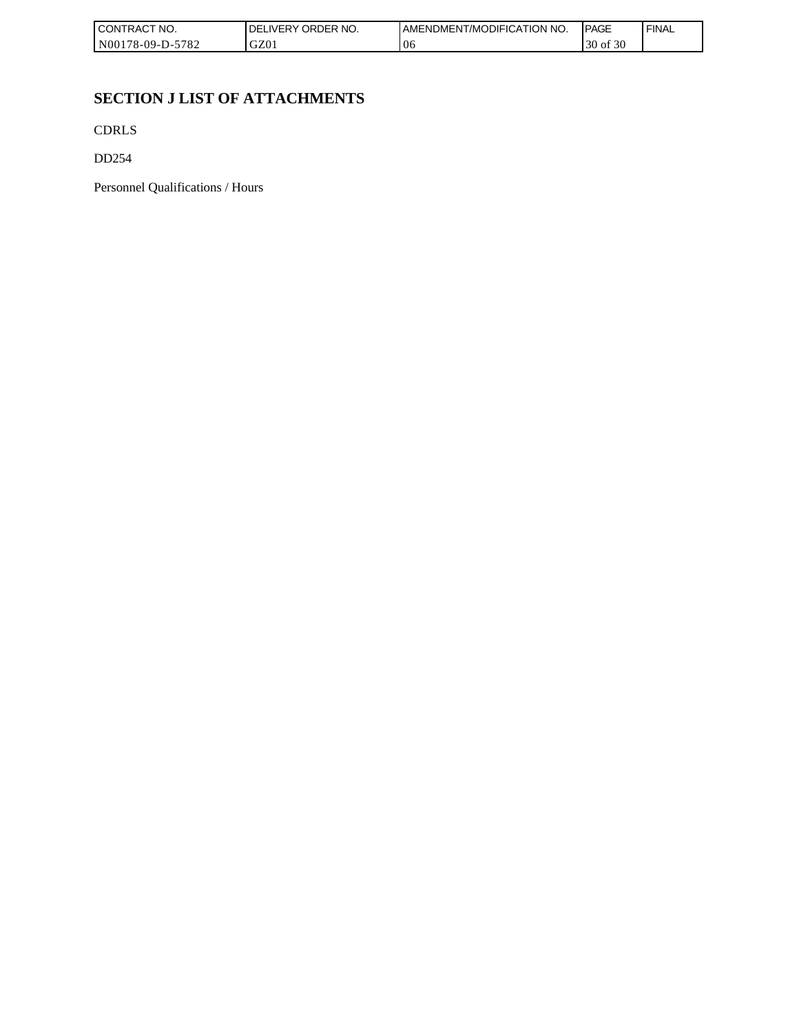## SECTION J LIST OF ATTACHMENTS

CDRLS

DD254

Personnel Qualifications / Hours